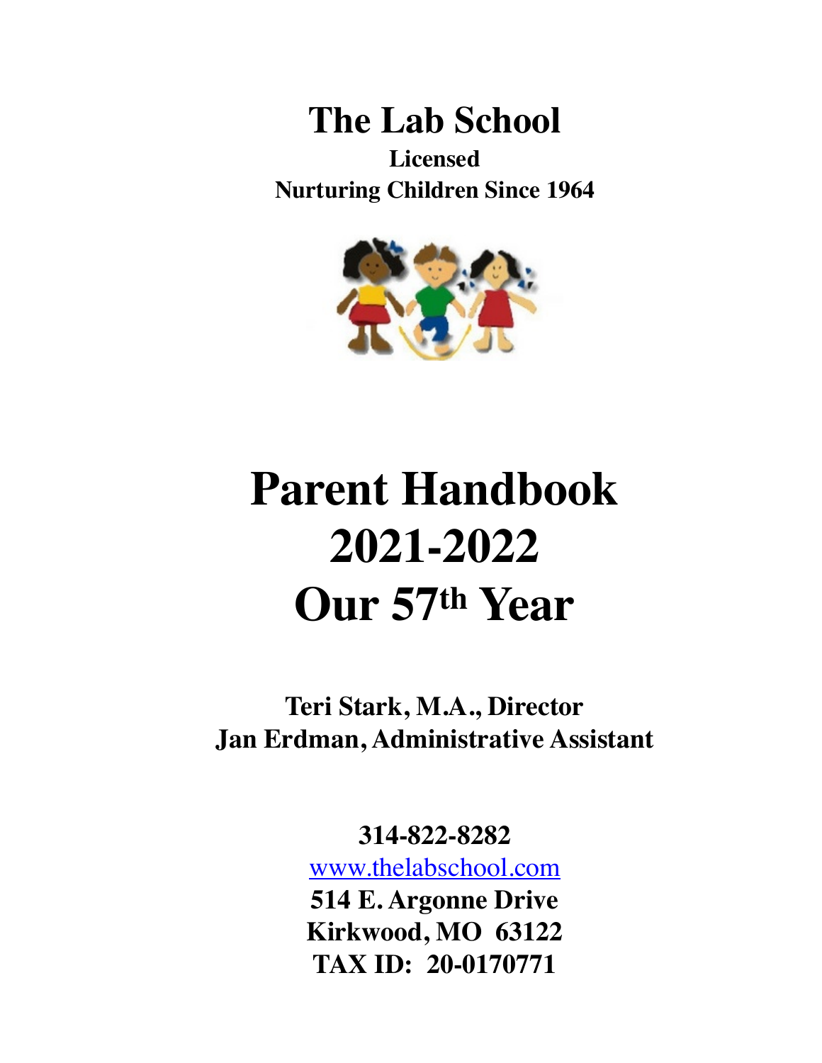# The Lab School

**Licensed**
**Nurturing Children Since 1964**

# Parent Handbook
# 2021-2022
# Our 57th Year

**Teri Stark, M.A., Director**
**Jan Erdman, Administrative Assistant**

**314-822-8282**
www.thelabschool.com
**514 E. Argonne Drive**
**Kirkwood, MO 63122**
**TAX ID: 20-0170771**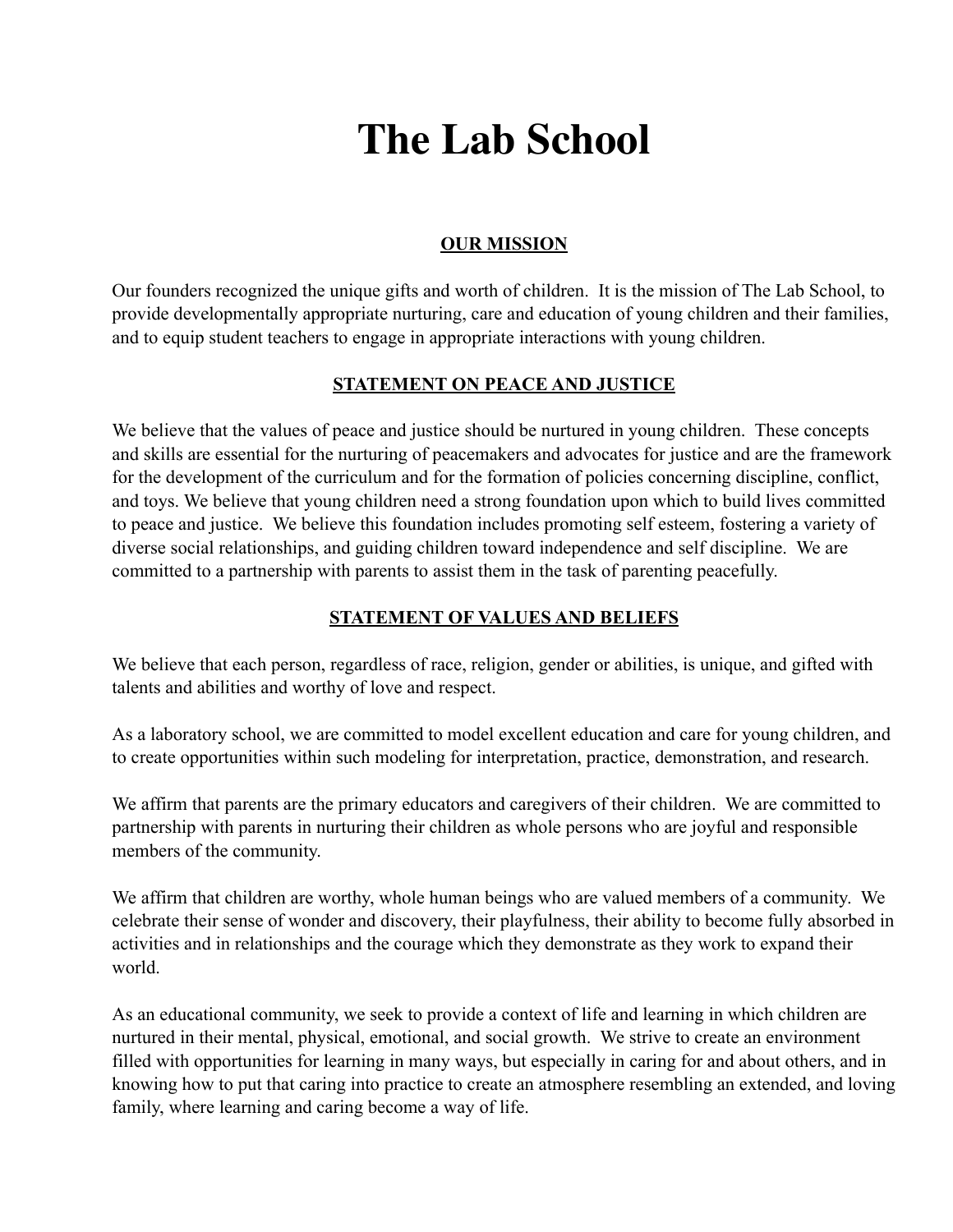# The Lab School

## OUR MISSION

Our founders recognized the unique gifts and worth of children. It is the mission of The Lab School, to provide developmentally appropriate nurturing, care and education of young children and their families, and to equip student teachers to engage in appropriate interactions with young children.

## STATEMENT ON PEACE AND JUSTICE

We believe that the values of peace and justice should be nurtured in young children. These concepts and skills are essential for the nurturing of peacemakers and advocates for justice and are the framework for the development of the curriculum and for the formation of policies concerning discipline, conflict, and toys. We believe that young children need a strong foundation upon which to build lives committed to peace and justice. We believe this foundation includes promoting self esteem, fostering a variety of diverse social relationships, and guiding children toward independence and self discipline. We are committed to a partnership with parents to assist them in the task of parenting peacefully.

## STATEMENT OF VALUES AND BELIEFS

We believe that each person, regardless of race, religion, gender or abilities, is unique, and gifted with talents and abilities and worthy of love and respect.

As a laboratory school, we are committed to model excellent education and care for young children, and to create opportunities within such modeling for interpretation, practice, demonstration, and research.

We affirm that parents are the primary educators and caregivers of their children. We are committed to partnership with parents in nurturing their children as whole persons who are joyful and responsible members of the community.

We affirm that children are worthy, whole human beings who are valued members of a community. We celebrate their sense of wonder and discovery, their playfulness, their ability to become fully absorbed in activities and in relationships and the courage which they demonstrate as they work to expand their world.

As an educational community, we seek to provide a context of life and learning in which children are nurtured in their mental, physical, emotional, and social growth. We strive to create an environment filled with opportunities for learning in many ways, but especially in caring for and about others, and in knowing how to put that caring into practice to create an atmosphere resembling an extended, and loving family, where learning and caring become a way of life.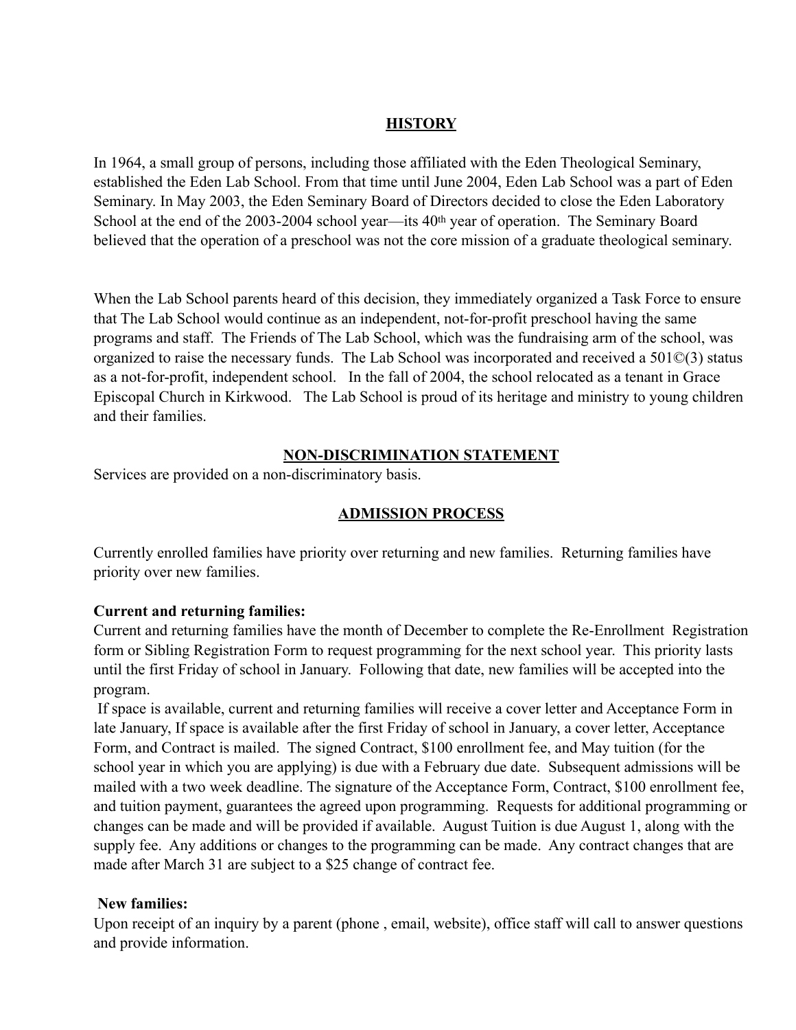## HISTORY

In 1964, a small group of persons, including those affiliated with the Eden Theological Seminary, established the Eden Lab School. From that time until June 2004, Eden Lab School was a part of Eden Seminary. In May 2003, the Eden Seminary Board of Directors decided to close the Eden Laboratory School at the end of the 2003-2004 school year—its 40th year of operation. The Seminary Board believed that the operation of a preschool was not the core mission of a graduate theological seminary.

When the Lab School parents heard of this decision, they immediately organized a Task Force to ensure that The Lab School would continue as an independent, not-for-profit preschool having the same programs and staff. The Friends of The Lab School, which was the fundraising arm of the school, was organized to raise the necessary funds. The Lab School was incorporated and received a 501©(3) status as a not-for-profit, independent school. In the fall of 2004, the school relocated as a tenant in Grace Episcopal Church in Kirkwood. The Lab School is proud of its heritage and ministry to young children and their families.

## NON-DISCRIMINATION STATEMENT

Services are provided on a non-discriminatory basis.

## ADMISSION PROCESS

Currently enrolled families have priority over returning and new families. Returning families have priority over new families.

**Current and returning families:**

Current and returning families have the month of December to complete the Re-Enrollment Registration form or Sibling Registration Form to request programming for the next school year. This priority lasts until the first Friday of school in January. Following that date, new families will be accepted into the program.

If space is available, current and returning families will receive a cover letter and Acceptance Form in late January, If space is available after the first Friday of school in January, a cover letter, Acceptance Form, and Contract is mailed. The signed Contract, $100 enrollment fee, and May tuition (for the school year in which you are applying) is due with a February due date. Subsequent admissions will be mailed with a two week deadline. The signature of the Acceptance Form, Contract, $100 enrollment fee, and tuition payment, guarantees the agreed upon programming. Requests for additional programming or changes can be made and will be provided if available. August Tuition is due August 1, along with the supply fee. Any additions or changes to the programming can be made. Any contract changes that are made after March 31 are subject to a $25 change of contract fee.

**New families:**

Upon receipt of an inquiry by a parent (phone , email, website), office staff will call to answer questions and provide information.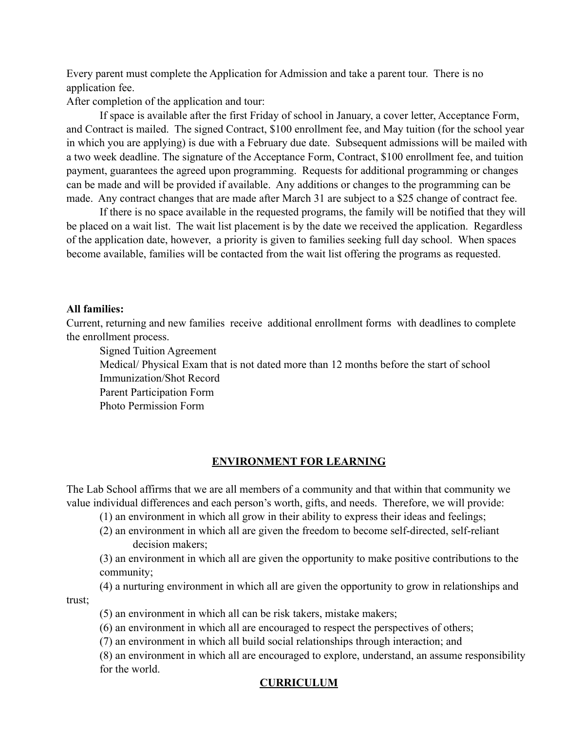Every parent must complete the Application for Admission and take a parent tour. There is no application fee.

After completion of the application and tour:

If space is available after the first Friday of school in January, a cover letter, Acceptance Form, and Contract is mailed. The signed Contract, $100 enrollment fee, and May tuition (for the school year in which you are applying) is due with a February due date. Subsequent admissions will be mailed with a two week deadline. The signature of the Acceptance Form, Contract, $100 enrollment fee, and tuition payment, guarantees the agreed upon programming. Requests for additional programming or changes can be made and will be provided if available. Any additions or changes to the programming can be made. Any contract changes that are made after March 31 are subject to a $25 change of contract fee.

If there is no space available in the requested programs, the family will be notified that they will be placed on a wait list. The wait list placement is by the date we received the application. Regardless of the application date, however, a priority is given to families seeking full day school. When spaces become available, families will be contacted from the wait list offering the programs as requested.

**All families:**

Current, returning and new families receive additional enrollment forms with deadlines to complete the enrollment process.

- Signed Tuition Agreement
- Medical/ Physical Exam that is not dated more than 12 months before the start of school
- Immunization/Shot Record
- Parent Participation Form
- Photo Permission Form

## ENVIRONMENT FOR LEARNING

The Lab School affirms that we are all members of a community and that within that community we value individual differences and each person's worth, gifts, and needs. Therefore, we will provide:

(1) an environment in which all grow in their ability to express their ideas and feelings;

(2) an environment in which all are given the freedom to become self-directed, self-reliant decision makers;

(3) an environment in which all are given the opportunity to make positive contributions to the community;

(4) a nurturing environment in which all are given the opportunity to grow in relationships and trust;

(5) an environment in which all can be risk takers, mistake makers;

(6) an environment in which all are encouraged to respect the perspectives of others;

(7) an environment in which all build social relationships through interaction; and

(8) an environment in which all are encouraged to explore, understand, an assume responsibility for the world.

## CURRICULUM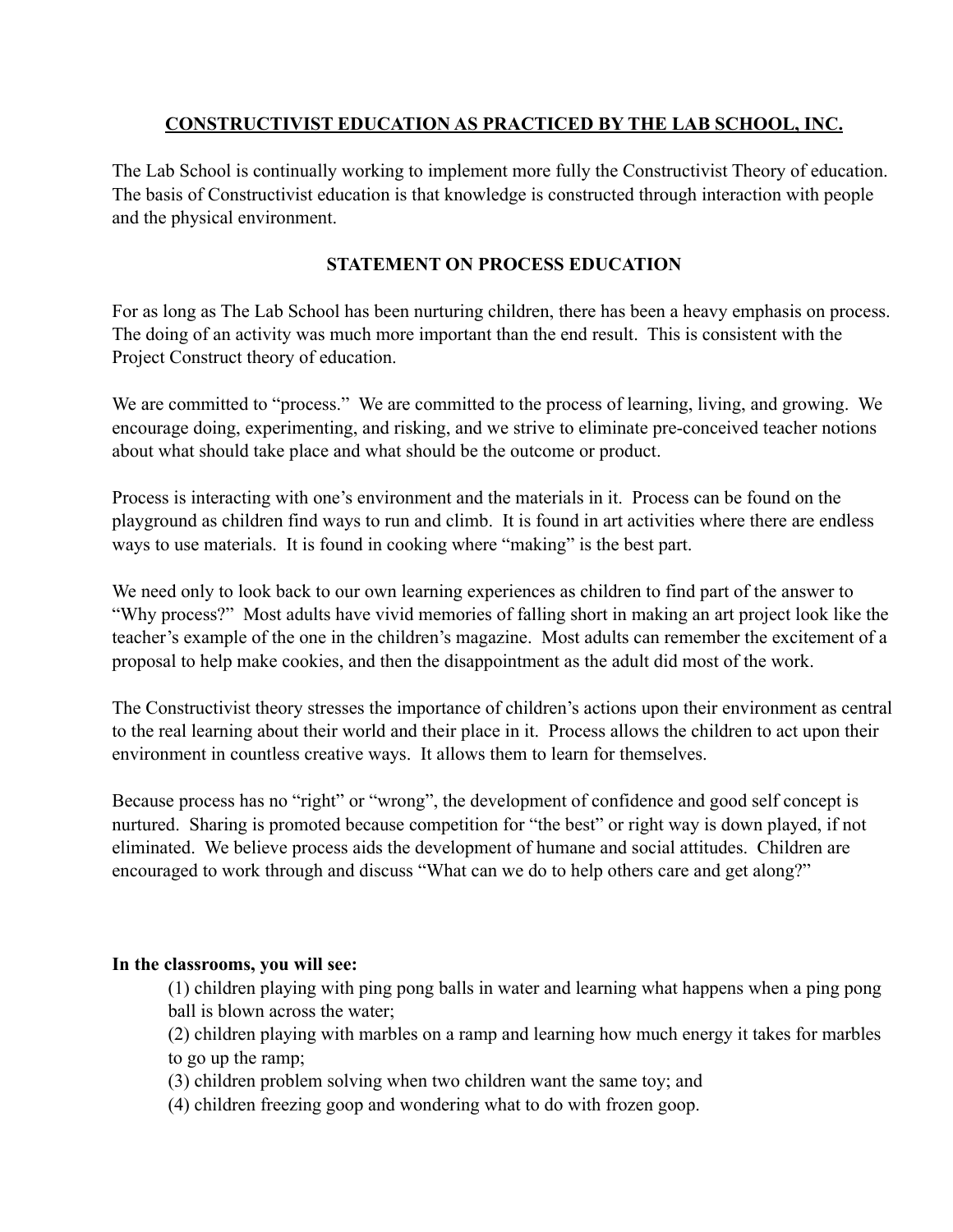## CONSTRUCTIVIST EDUCATION AS PRACTICED BY THE LAB SCHOOL, INC.

The Lab School is continually working to implement more fully the Constructivist Theory of education. The basis of Constructivist education is that knowledge is constructed through interaction with people and the physical environment.

### STATEMENT ON PROCESS EDUCATION

For as long as The Lab School has been nurturing children, there has been a heavy emphasis on process. The doing of an activity was much more important than the end result. This is consistent with the Project Construct theory of education.

We are committed to "process." We are committed to the process of learning, living, and growing. We encourage doing, experimenting, and risking, and we strive to eliminate pre-conceived teacher notions about what should take place and what should be the outcome or product.

Process is interacting with one's environment and the materials in it. Process can be found on the playground as children find ways to run and climb. It is found in art activities where there are endless ways to use materials. It is found in cooking where "making" is the best part.

We need only to look back to our own learning experiences as children to find part of the answer to "Why process?" Most adults have vivid memories of falling short in making an art project look like the teacher's example of the one in the children's magazine. Most adults can remember the excitement of a proposal to help make cookies, and then the disappointment as the adult did most of the work.

The Constructivist theory stresses the importance of children's actions upon their environment as central to the real learning about their world and their place in it. Process allows the children to act upon their environment in countless creative ways. It allows them to learn for themselves.

Because process has no "right" or "wrong", the development of confidence and good self concept is nurtured. Sharing is promoted because competition for "the best" or right way is down played, if not eliminated. We believe process aids the development of humane and social attitudes. Children are encouraged to work through and discuss "What can we do to help others care and get along?"

**In the classrooms, you will see:**

(1) children playing with ping pong balls in water and learning what happens when a ping pong ball is blown across the water;
(2) children playing with marbles on a ramp and learning how much energy it takes for marbles to go up the ramp;
(3) children problem solving when two children want the same toy; and
(4) children freezing goop and wondering what to do with frozen goop.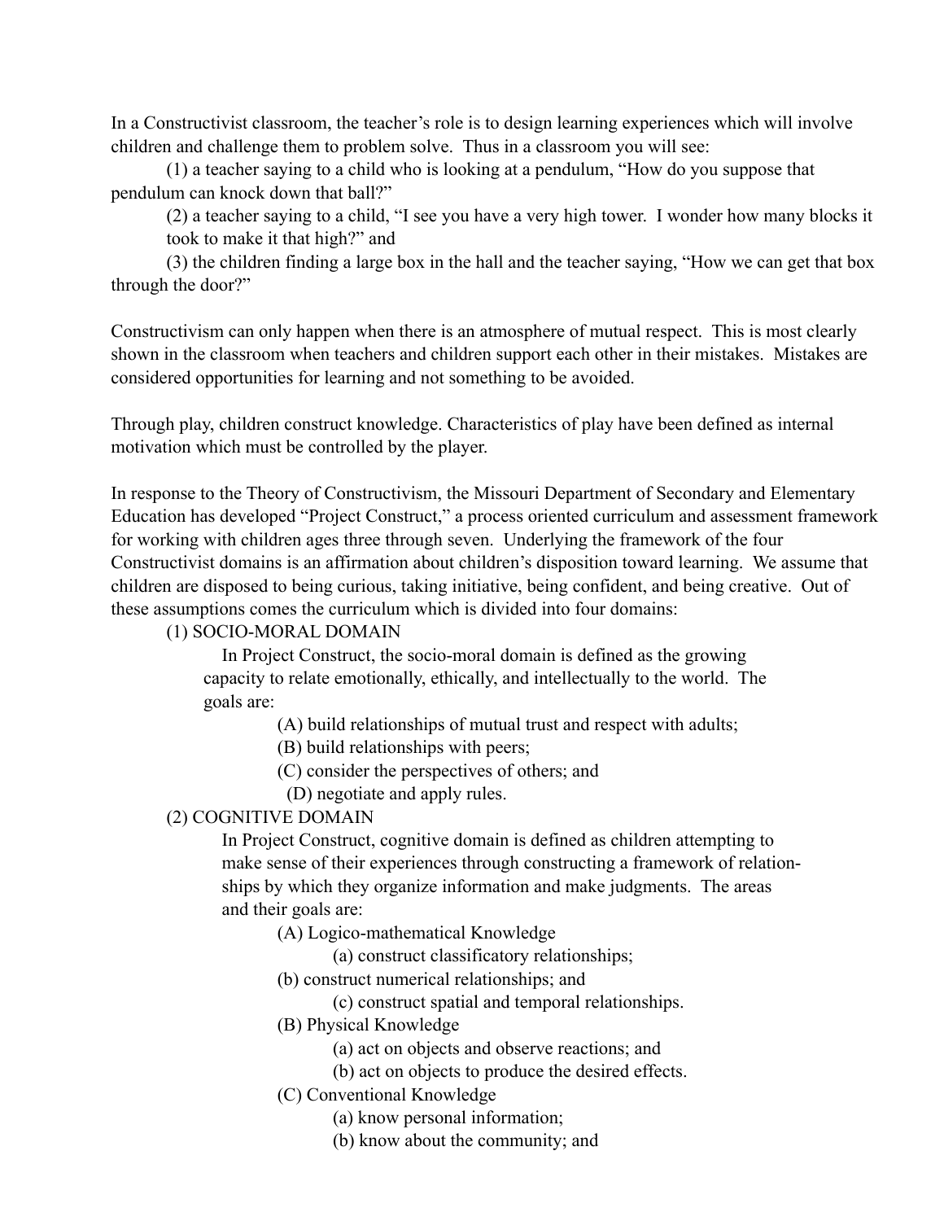In a Constructivist classroom, the teacher's role is to design learning experiences which will involve children and challenge them to problem solve. Thus in a classroom you will see:

(1) a teacher saying to a child who is looking at a pendulum, "How do you suppose that pendulum can knock down that ball?"

(2) a teacher saying to a child, "I see you have a very high tower. I wonder how many blocks it took to make it that high?" and

(3) the children finding a large box in the hall and the teacher saying, "How we can get that box through the door?"

Constructivism can only happen when there is an atmosphere of mutual respect. This is most clearly shown in the classroom when teachers and children support each other in their mistakes. Mistakes are considered opportunities for learning and not something to be avoided.

Through play, children construct knowledge. Characteristics of play have been defined as internal motivation which must be controlled by the player.

In response to the Theory of Constructivism, the Missouri Department of Secondary and Elementary Education has developed "Project Construct," a process oriented curriculum and assessment framework for working with children ages three through seven. Underlying the framework of the four Constructivist domains is an affirmation about children's disposition toward learning. We assume that children are disposed to being curious, taking initiative, being confident, and being creative. Out of these assumptions comes the curriculum which is divided into four domains:

(1) SOCIO-MORAL DOMAIN

In Project Construct, the socio-moral domain is defined as the growing capacity to relate emotionally, ethically, and intellectually to the world. The goals are:

- (A) build relationships of mutual trust and respect with adults;
- (B) build relationships with peers;
- (C) consider the perspectives of others; and
- (D) negotiate and apply rules.

(2) COGNITIVE DOMAIN

In Project Construct, cognitive domain is defined as children attempting to make sense of their experiences through constructing a framework of relationships by which they organize information and make judgments. The areas and their goals are:

- (A) Logico-mathematical Knowledge
  - (a) construct classificatory relationships;
  - (b) construct numerical relationships; and
  - (c) construct spatial and temporal relationships.
- (B) Physical Knowledge
  - (a) act on objects and observe reactions; and
  - (b) act on objects to produce the desired effects.
- (C) Conventional Knowledge
  - (a) know personal information;
  - (b) know about the community; and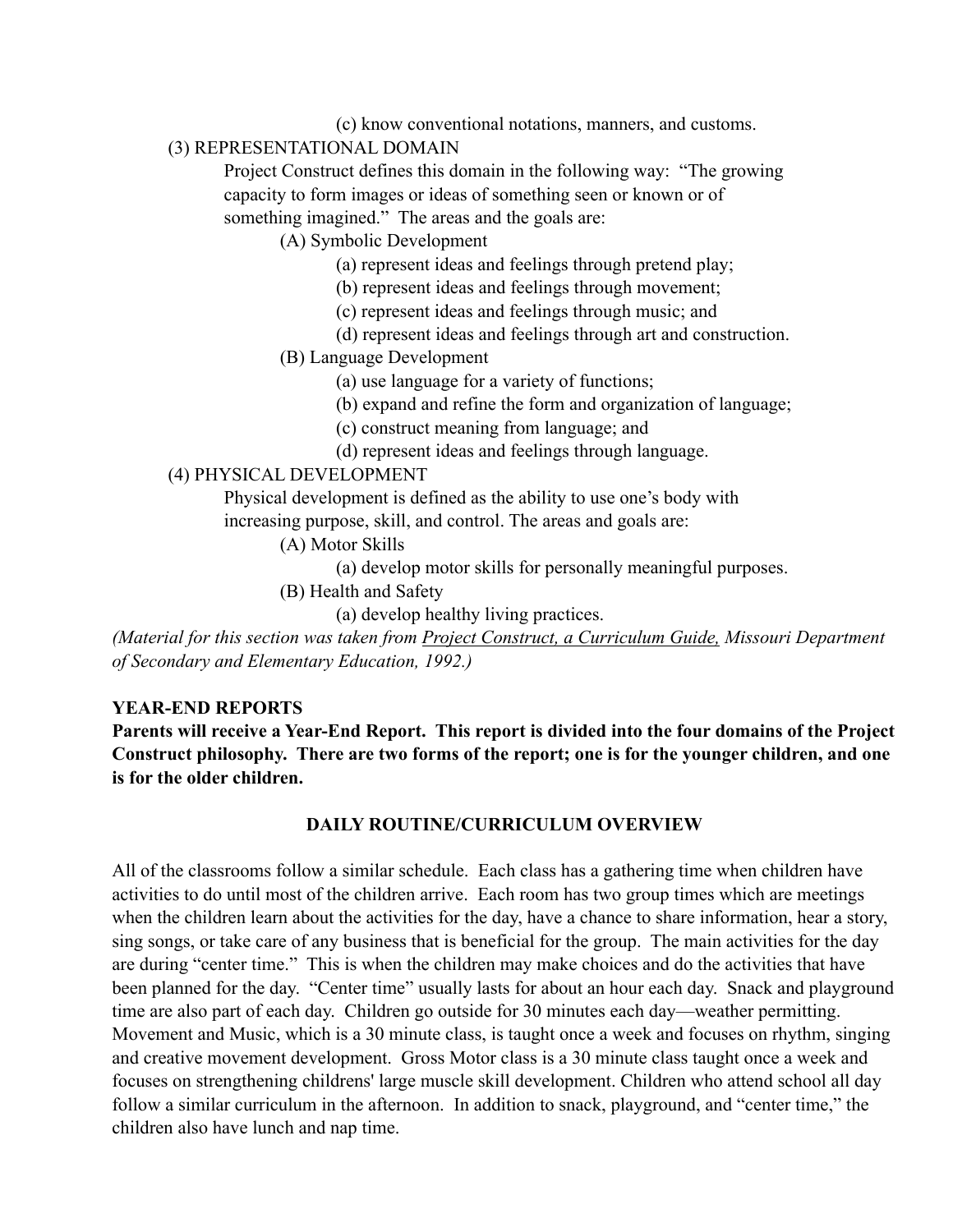(c) know conventional notations, manners, and customs.

(3) REPRESENTATIONAL DOMAIN

Project Construct defines this domain in the following way: "The growing capacity to form images or ideas of something seen or known or of something imagined." The areas and the goals are:

- (A) Symbolic Development
  - (a) represent ideas and feelings through pretend play;
  - (b) represent ideas and feelings through movement;
  - (c) represent ideas and feelings through music; and
  - (d) represent ideas and feelings through art and construction.
- (B) Language Development
  - (a) use language for a variety of functions;
  - (b) expand and refine the form and organization of language;
  - (c) construct meaning from language; and
  - (d) represent ideas and feelings through language.

(4) PHYSICAL DEVELOPMENT

Physical development is defined as the ability to use one's body with increasing purpose, skill, and control. The areas and goals are:

- (A) Motor Skills
  - (a) develop motor skills for personally meaningful purposes.
- (B) Health and Safety
  - (a) develop healthy living practices.

*(Material for this section was taken from Project Construct, a Curriculum Guide, Missouri Department of Secondary and Elementary Education, 1992.)*

**YEAR-END REPORTS**

**Parents will receive a Year-End Report. This report is divided into the four domains of the Project Construct philosophy. There are two forms of the report; one is for the younger children, and one is for the older children.**

## DAILY ROUTINE/CURRICULUM OVERVIEW

All of the classrooms follow a similar schedule. Each class has a gathering time when children have activities to do until most of the children arrive. Each room has two group times which are meetings when the children learn about the activities for the day, have a chance to share information, hear a story, sing songs, or take care of any business that is beneficial for the group. The main activities for the day are during "center time." This is when the children may make choices and do the activities that have been planned for the day. "Center time" usually lasts for about an hour each day. Snack and playground time are also part of each day. Children go outside for 30 minutes each day—weather permitting. Movement and Music, which is a 30 minute class, is taught once a week and focuses on rhythm, singing and creative movement development. Gross Motor class is a 30 minute class taught once a week and focuses on strengthening childrens' large muscle skill development. Children who attend school all day follow a similar curriculum in the afternoon. In addition to snack, playground, and "center time," the children also have lunch and nap time.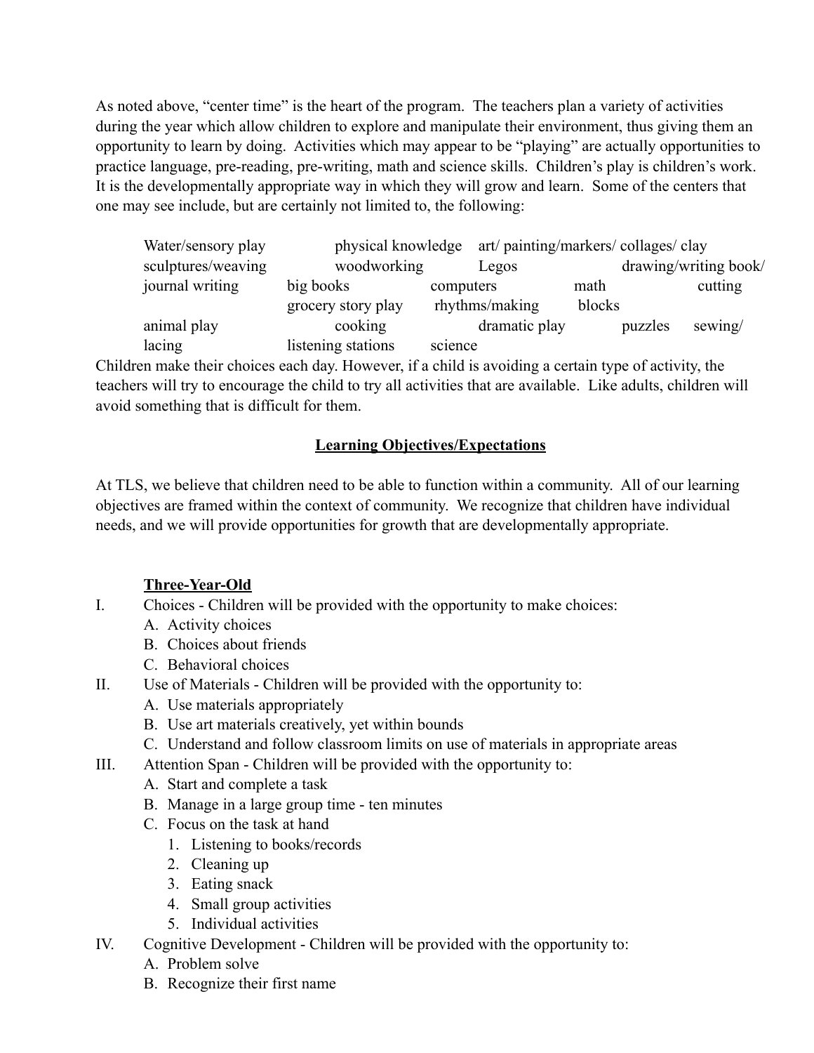As noted above, "center time" is the heart of the program. The teachers plan a variety of activities during the year which allow children to explore and manipulate their environment, thus giving them an opportunity to learn by doing. Activities which may appear to be "playing" are actually opportunities to practice language, pre-reading, pre-writing, math and science skills. Children's play is children's work. It is the developmentally appropriate way in which they will grow and learn. Some of the centers that one may see include, but are certainly not limited to, the following:

Water/sensory play, physical knowledge, art/ painting/markers/ collages/ clay sculptures/weaving, woodworking, Legos, drawing/writing book/ journal writing, big books, computers, math, cutting, grocery story play, rhythms/making, blocks, animal play, cooking, dramatic play, puzzles, sewing/ lacing, listening stations, science

Children make their choices each day. However, if a child is avoiding a certain type of activity, the teachers will try to encourage the child to try all activities that are available. Like adults, children will avoid something that is difficult for them.

## Learning Objectives/Expectations

At TLS, we believe that children need to be able to function within a community. All of our learning objectives are framed within the context of community. We recognize that children have individual needs, and we will provide opportunities for growth that are developmentally appropriate.

### Three-Year-Old

I. Choices - Children will be provided with the opportunity to make choices:
   - A. Activity choices
   - B. Choices about friends
   - C. Behavioral choices

II. Use of Materials - Children will be provided with the opportunity to:
   - A. Use materials appropriately
   - B. Use art materials creatively, yet within bounds
   - C. Understand and follow classroom limits on use of materials in appropriate areas

III. Attention Span - Children will be provided with the opportunity to:
   - A. Start and complete a task
   - B. Manage in a large group time - ten minutes
   - C. Focus on the task at hand
     1. Listening to books/records
     2. Cleaning up
     3. Eating snack
     4. Small group activities
     5. Individual activities

IV. Cognitive Development - Children will be provided with the opportunity to:
   - A. Problem solve
   - B. Recognize their first name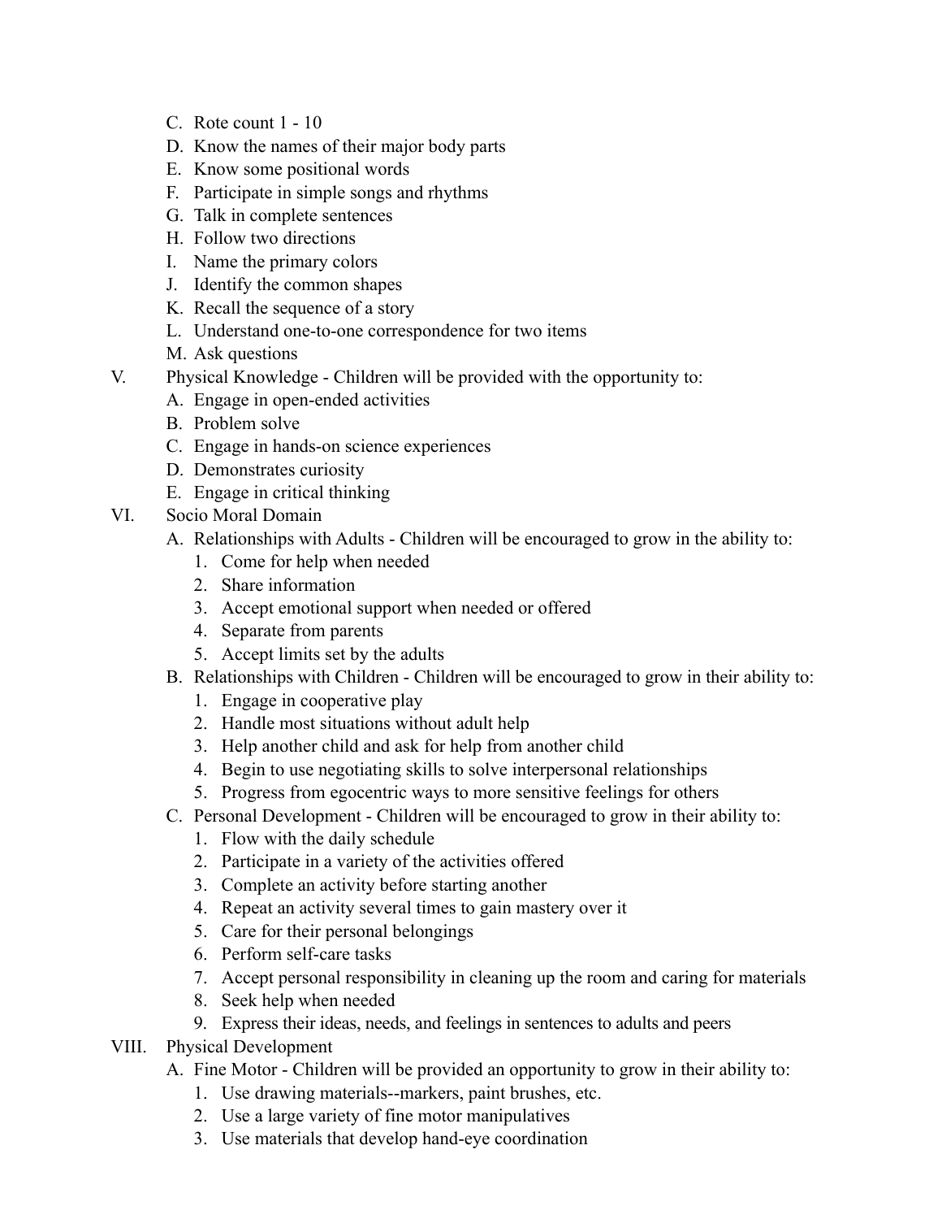C. Rote count 1 - 10
D. Know the names of their major body parts
E. Know some positional words
F. Participate in simple songs and rhythms
G. Talk in complete sentences
H. Follow two directions
I. Name the primary colors
J. Identify the common shapes
K. Recall the sequence of a story
L. Understand one-to-one correspondence for two items
M. Ask questions

V. Physical Knowledge - Children will be provided with the opportunity to:
   A. Engage in open-ended activities
   B. Problem solve
   C. Engage in hands-on science experiences
   D. Demonstrates curiosity
   E. Engage in critical thinking

VI. Socio Moral Domain
   A. Relationships with Adults - Children will be encouraged to grow in the ability to:
      1. Come for help when needed
      2. Share information
      3. Accept emotional support when needed or offered
      4. Separate from parents
      5. Accept limits set by the adults
   B. Relationships with Children - Children will be encouraged to grow in their ability to:
      1. Engage in cooperative play
      2. Handle most situations without adult help
      3. Help another child and ask for help from another child
      4. Begin to use negotiating skills to solve interpersonal relationships
      5. Progress from egocentric ways to more sensitive feelings for others
   C. Personal Development - Children will be encouraged to grow in their ability to:
      1. Flow with the daily schedule
      2. Participate in a variety of the activities offered
      3. Complete an activity before starting another
      4. Repeat an activity several times to gain mastery over it
      5. Care for their personal belongings
      6. Perform self-care tasks
      7. Accept personal responsibility in cleaning up the room and caring for materials
      8. Seek help when needed
      9. Express their ideas, needs, and feelings in sentences to adults and peers

VIII. Physical Development
   A. Fine Motor - Children will be provided an opportunity to grow in their ability to:
      1. Use drawing materials--markers, paint brushes, etc.
      2. Use a large variety of fine motor manipulatives
      3. Use materials that develop hand-eye coordination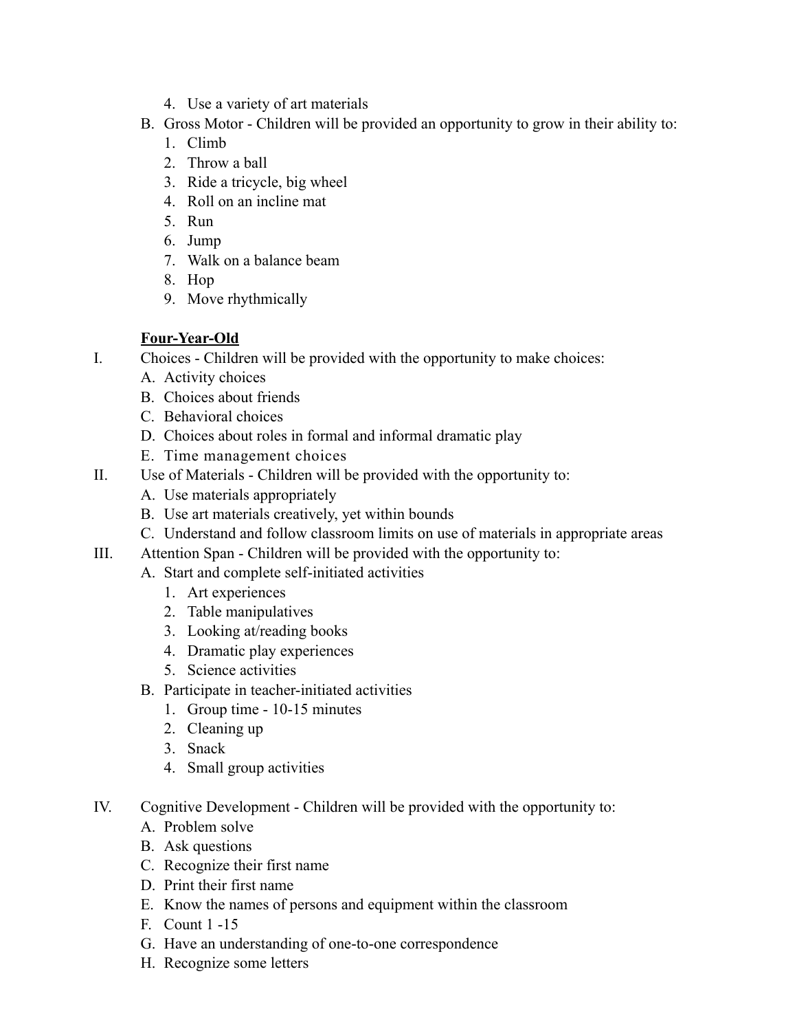4. Use a variety of art materials

B. Gross Motor - Children will be provided an opportunity to grow in their ability to:
   1. Climb
   2. Throw a ball
   3. Ride a tricycle, big wheel
   4. Roll on an incline mat
   5. Run
   6. Jump
   7. Walk on a balance beam
   8. Hop
   9. Move rhythmically

**<u>Four-Year-Old</u>**

I. Choices - Children will be provided with the opportunity to make choices:
   A. Activity choices
   B. Choices about friends
   C. Behavioral choices
   D. Choices about roles in formal and informal dramatic play
   E. Time management choices

II. Use of Materials - Children will be provided with the opportunity to:
   A. Use materials appropriately
   B. Use art materials creatively, yet within bounds
   C. Understand and follow classroom limits on use of materials in appropriate areas

III. Attention Span - Children will be provided with the opportunity to:
   A. Start and complete self-initiated activities
      1. Art experiences
      2. Table manipulatives
      3. Looking at/reading books
      4. Dramatic play experiences
      5. Science activities
   B. Participate in teacher-initiated activities
      1. Group time - 10-15 minutes
      2. Cleaning up
      3. Snack
      4. Small group activities

IV. Cognitive Development - Children will be provided with the opportunity to:
   A. Problem solve
   B. Ask questions
   C. Recognize their first name
   D. Print their first name
   E. Know the names of persons and equipment within the classroom
   F. Count 1 -15
   G. Have an understanding of one-to-one correspondence
   H. Recognize some letters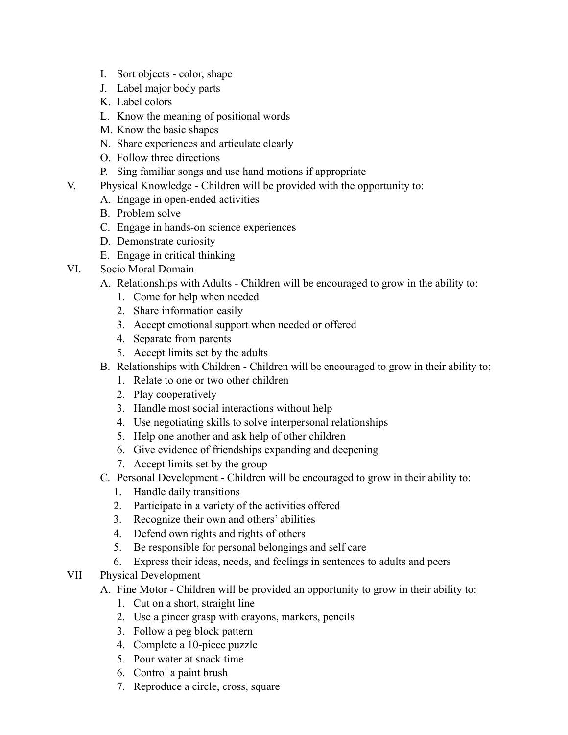I. Sort objects - color, shape
J. Label major body parts
K. Label colors
L. Know the meaning of positional words
M. Know the basic shapes
N. Share experiences and articulate clearly
O. Follow three directions
P. Sing familiar songs and use hand motions if appropriate

V. Physical Knowledge - Children will be provided with the opportunity to:
   A. Engage in open-ended activities
   B. Problem solve
   C. Engage in hands-on science experiences
   D. Demonstrate curiosity
   E. Engage in critical thinking

VI. Socio Moral Domain
   A. Relationships with Adults - Children will be encouraged to grow in the ability to:
      1. Come for help when needed
      2. Share information easily
      3. Accept emotional support when needed or offered
      4. Separate from parents
      5. Accept limits set by the adults
   B. Relationships with Children - Children will be encouraged to grow in their ability to:
      1. Relate to one or two other children
      2. Play cooperatively
      3. Handle most social interactions without help
      4. Use negotiating skills to solve interpersonal relationships
      5. Help one another and ask help of other children
      6. Give evidence of friendships expanding and deepening
      7. Accept limits set by the group
   C. Personal Development - Children will be encouraged to grow in their ability to:
      1. Handle daily transitions
      2. Participate in a variety of the activities offered
      3. Recognize their own and others' abilities
      4. Defend own rights and rights of others
      5. Be responsible for personal belongings and self care
      6. Express their ideas, needs, and feelings in sentences to adults and peers

VII Physical Development
   A. Fine Motor - Children will be provided an opportunity to grow in their ability to:
      1. Cut on a short, straight line
      2. Use a pincer grasp with crayons, markers, pencils
      3. Follow a peg block pattern
      4. Complete a 10-piece puzzle
      5. Pour water at snack time
      6. Control a paint brush
      7. Reproduce a circle, cross, square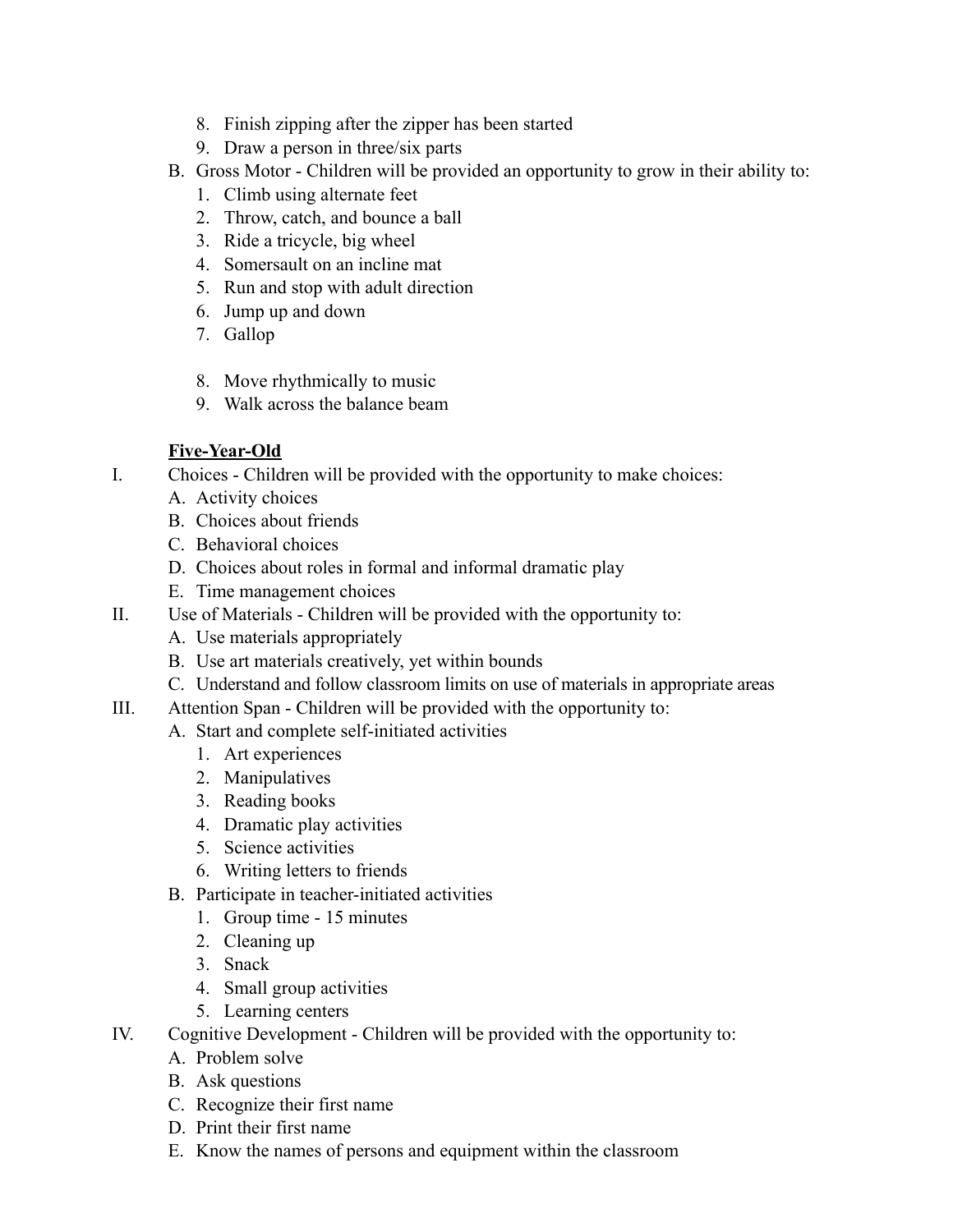8. Finish zipping after the zipper has been started
9. Draw a person in three/six parts

B. Gross Motor - Children will be provided an opportunity to grow in their ability to:
   1. Climb using alternate feet
   2. Throw, catch, and bounce a ball
   3. Ride a tricycle, big wheel
   4. Somersault on an incline mat
   5. Run and stop with adult direction
   6. Jump up and down
   7. Gallop
   8. Move rhythmically to music
   9. Walk across the balance beam

**<u>Five-Year-Old</u>**

I. Choices - Children will be provided with the opportunity to make choices:
   A. Activity choices
   B. Choices about friends
   C. Behavioral choices
   D. Choices about roles in formal and informal dramatic play
   E. Time management choices

II. Use of Materials - Children will be provided with the opportunity to:
   A. Use materials appropriately
   B. Use art materials creatively, yet within bounds
   C. Understand and follow classroom limits on use of materials in appropriate areas

III. Attention Span - Children will be provided with the opportunity to:
   A. Start and complete self-initiated activities
      1. Art experiences
      2. Manipulatives
      3. Reading books
      4. Dramatic play activities
      5. Science activities
      6. Writing letters to friends
   B. Participate in teacher-initiated activities
      1. Group time - 15 minutes
      2. Cleaning up
      3. Snack
      4. Small group activities
      5. Learning centers

IV. Cognitive Development - Children will be provided with the opportunity to:
   A. Problem solve
   B. Ask questions
   C. Recognize their first name
   D. Print their first name
   E. Know the names of persons and equipment within the classroom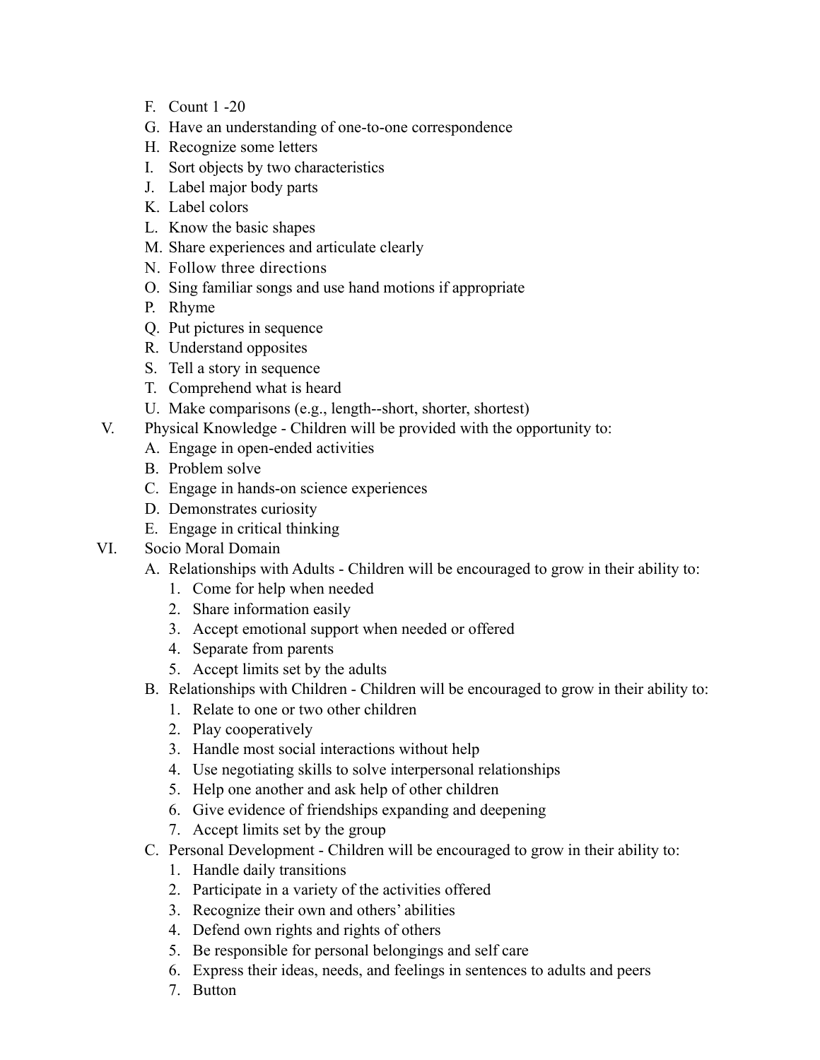F. Count 1 -20
G. Have an understanding of one-to-one correspondence
H. Recognize some letters
I. Sort objects by two characteristics
J. Label major body parts
K. Label colors
L. Know the basic shapes
M. Share experiences and articulate clearly
N. Follow three directions
O. Sing familiar songs and use hand motions if appropriate
P. Rhyme
Q. Put pictures in sequence
R. Understand opposites
S. Tell a story in sequence
T. Comprehend what is heard
U. Make comparisons (e.g., length--short, shorter, shortest)

V. Physical Knowledge - Children will be provided with the opportunity to:
   A. Engage in open-ended activities
   B. Problem solve
   C. Engage in hands-on science experiences
   D. Demonstrates curiosity
   E. Engage in critical thinking

VI. Socio Moral Domain
   A. Relationships with Adults - Children will be encouraged to grow in their ability to:
      1. Come for help when needed
      2. Share information easily
      3. Accept emotional support when needed or offered
      4. Separate from parents
      5. Accept limits set by the adults
   B. Relationships with Children - Children will be encouraged to grow in their ability to:
      1. Relate to one or two other children
      2. Play cooperatively
      3. Handle most social interactions without help
      4. Use negotiating skills to solve interpersonal relationships
      5. Help one another and ask help of other children
      6. Give evidence of friendships expanding and deepening
      7. Accept limits set by the group
   C. Personal Development - Children will be encouraged to grow in their ability to:
      1. Handle daily transitions
      2. Participate in a variety of the activities offered
      3. Recognize their own and others' abilities
      4. Defend own rights and rights of others
      5. Be responsible for personal belongings and self care
      6. Express their ideas, needs, and feelings in sentences to adults and peers
      7. Button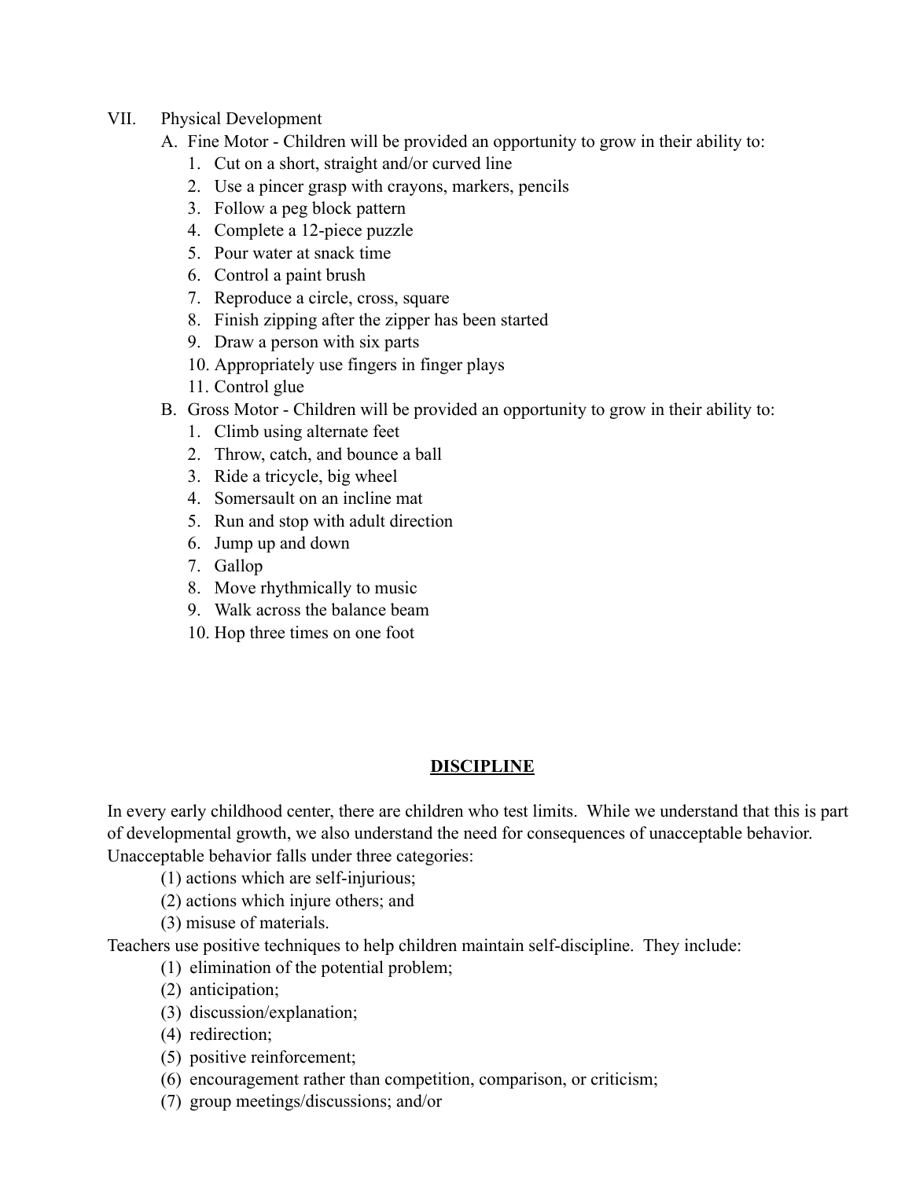VII. Physical Development

A. Fine Motor - Children will be provided an opportunity to grow in their ability to:
1. Cut on a short, straight and/or curved line
2. Use a pincer grasp with crayons, markers, pencils
3. Follow a peg block pattern
4. Complete a 12-piece puzzle
5. Pour water at snack time
6. Control a paint brush
7. Reproduce a circle, cross, square
8. Finish zipping after the zipper has been started
9. Draw a person with six parts
10. Appropriately use fingers in finger plays
11. Control glue

B. Gross Motor - Children will be provided an opportunity to grow in their ability to:
1. Climb using alternate feet
2. Throw, catch, and bounce a ball
3. Ride a tricycle, big wheel
4. Somersault on an incline mat
5. Run and stop with adult direction
6. Jump up and down
7. Gallop
8. Move rhythmically to music
9. Walk across the balance beam
10. Hop three times on one foot

## DISCIPLINE

In every early childhood center, there are children who test limits. While we understand that this is part of developmental growth, we also understand the need for consequences of unacceptable behavior. Unacceptable behavior falls under three categories:

(1) actions which are self-injurious;
(2) actions which injure others; and
(3) misuse of materials.

Teachers use positive techniques to help children maintain self-discipline. They include:

(1) elimination of the potential problem;
(2) anticipation;
(3) discussion/explanation;
(4) redirection;
(5) positive reinforcement;
(6) encouragement rather than competition, comparison, or criticism;
(7) group meetings/discussions; and/or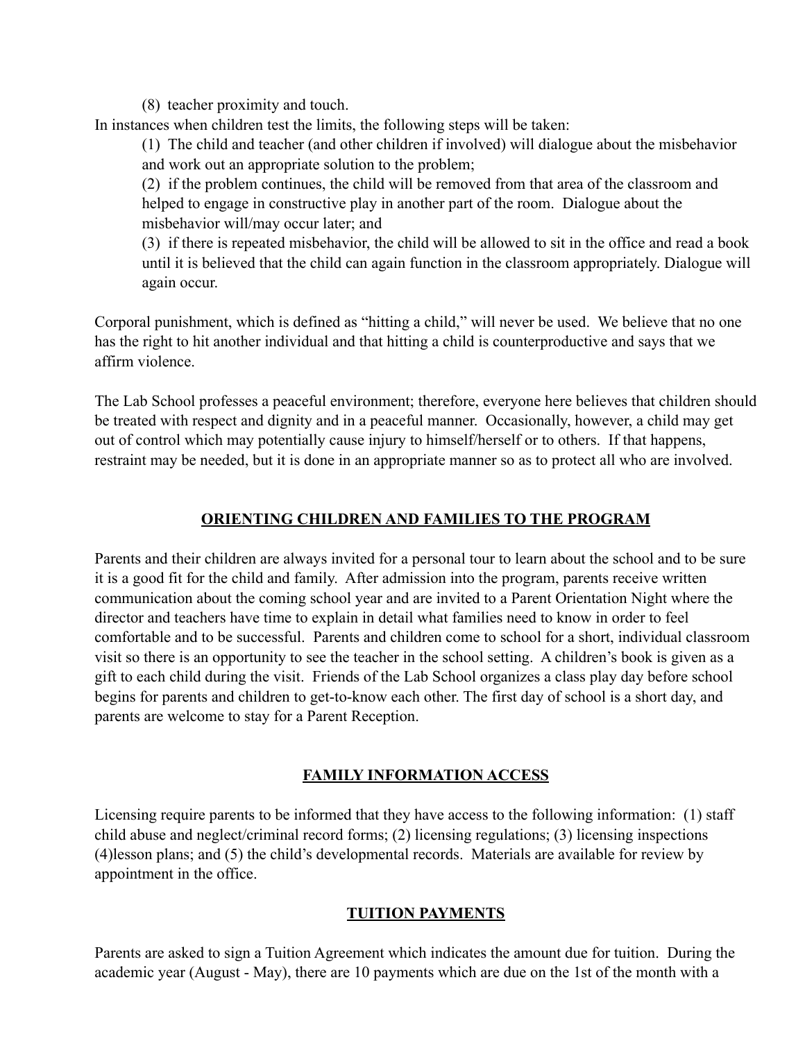(8) teacher proximity and touch.

In instances when children test the limits, the following steps will be taken:

(1) The child and teacher (and other children if involved) will dialogue about the misbehavior and work out an appropriate solution to the problem;

(2) if the problem continues, the child will be removed from that area of the classroom and helped to engage in constructive play in another part of the room. Dialogue about the misbehavior will/may occur later; and

(3) if there is repeated misbehavior, the child will be allowed to sit in the office and read a book until it is believed that the child can again function in the classroom appropriately. Dialogue will again occur.

Corporal punishment, which is defined as "hitting a child," will never be used. We believe that no one has the right to hit another individual and that hitting a child is counterproductive and says that we affirm violence.

The Lab School professes a peaceful environment; therefore, everyone here believes that children should be treated with respect and dignity and in a peaceful manner. Occasionally, however, a child may get out of control which may potentially cause injury to himself/herself or to others. If that happens, restraint may be needed, but it is done in an appropriate manner so as to protect all who are involved.

## ORIENTING CHILDREN AND FAMILIES TO THE PROGRAM

Parents and their children are always invited for a personal tour to learn about the school and to be sure it is a good fit for the child and family. After admission into the program, parents receive written communication about the coming school year and are invited to a Parent Orientation Night where the director and teachers have time to explain in detail what families need to know in order to feel comfortable and to be successful. Parents and children come to school for a short, individual classroom visit so there is an opportunity to see the teacher in the school setting. A children's book is given as a gift to each child during the visit. Friends of the Lab School organizes a class play day before school begins for parents and children to get-to-know each other. The first day of school is a short day, and parents are welcome to stay for a Parent Reception.

## FAMILY INFORMATION ACCESS

Licensing require parents to be informed that they have access to the following information: (1) staff child abuse and neglect/criminal record forms; (2) licensing regulations; (3) licensing inspections (4)lesson plans; and (5) the child's developmental records. Materials are available for review by appointment in the office.

## TUITION PAYMENTS

Parents are asked to sign a Tuition Agreement which indicates the amount due for tuition. During the academic year (August - May), there are 10 payments which are due on the 1st of the month with a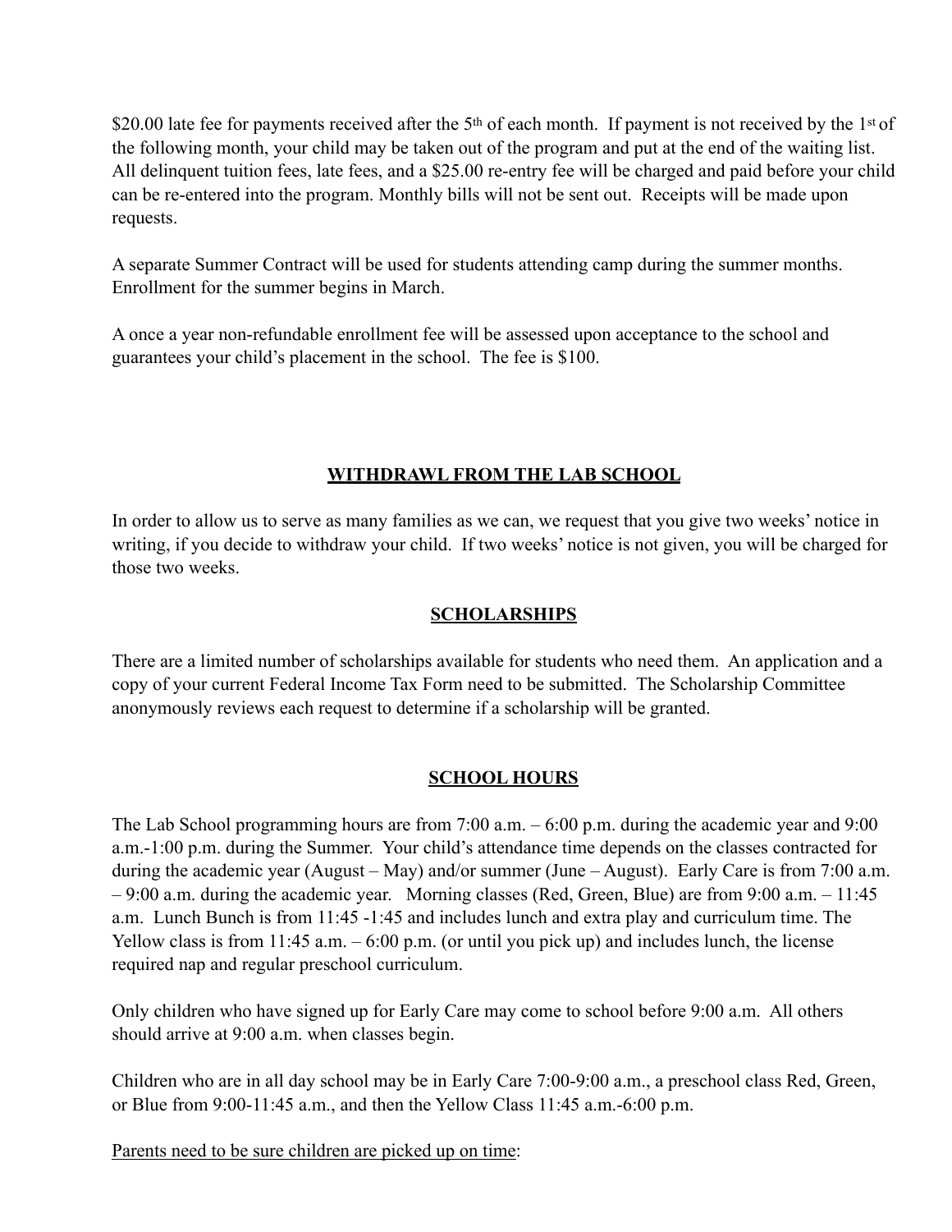$20.00 late fee for payments received after the 5th of each month. If payment is not received by the 1st of the following month, your child may be taken out of the program and put at the end of the waiting list. All delinquent tuition fees, late fees, and a $25.00 re-entry fee will be charged and paid before your child can be re-entered into the program. Monthly bills will not be sent out. Receipts will be made upon requests.

A separate Summer Contract will be used for students attending camp during the summer months. Enrollment for the summer begins in March.

A once a year non-refundable enrollment fee will be assessed upon acceptance to the school and guarantees your child's placement in the school. The fee is $100.

## WITHDRAWL FROM THE LAB SCHOOL

In order to allow us to serve as many families as we can, we request that you give two weeks' notice in writing, if you decide to withdraw your child. If two weeks' notice is not given, you will be charged for those two weeks.

## SCHOLARSHIPS

There are a limited number of scholarships available for students who need them. An application and a copy of your current Federal Income Tax Form need to be submitted. The Scholarship Committee anonymously reviews each request to determine if a scholarship will be granted.

## SCHOOL HOURS

The Lab School programming hours are from 7:00 a.m. – 6:00 p.m. during the academic year and 9:00 a.m.-1:00 p.m. during the Summer. Your child's attendance time depends on the classes contracted for during the academic year (August – May) and/or summer (June – August). Early Care is from 7:00 a.m. – 9:00 a.m. during the academic year. Morning classes (Red, Green, Blue) are from 9:00 a.m. – 11:45 a.m. Lunch Bunch is from 11:45 -1:45 and includes lunch and extra play and curriculum time. The Yellow class is from 11:45 a.m. – 6:00 p.m. (or until you pick up) and includes lunch, the license required nap and regular preschool curriculum.

Only children who have signed up for Early Care may come to school before 9:00 a.m. All others should arrive at 9:00 a.m. when classes begin.

Children who are in all day school may be in Early Care 7:00-9:00 a.m., a preschool class Red, Green, or Blue from 9:00-11:45 a.m., and then the Yellow Class 11:45 a.m.-6:00 p.m.

Parents need to be sure children are picked up on time: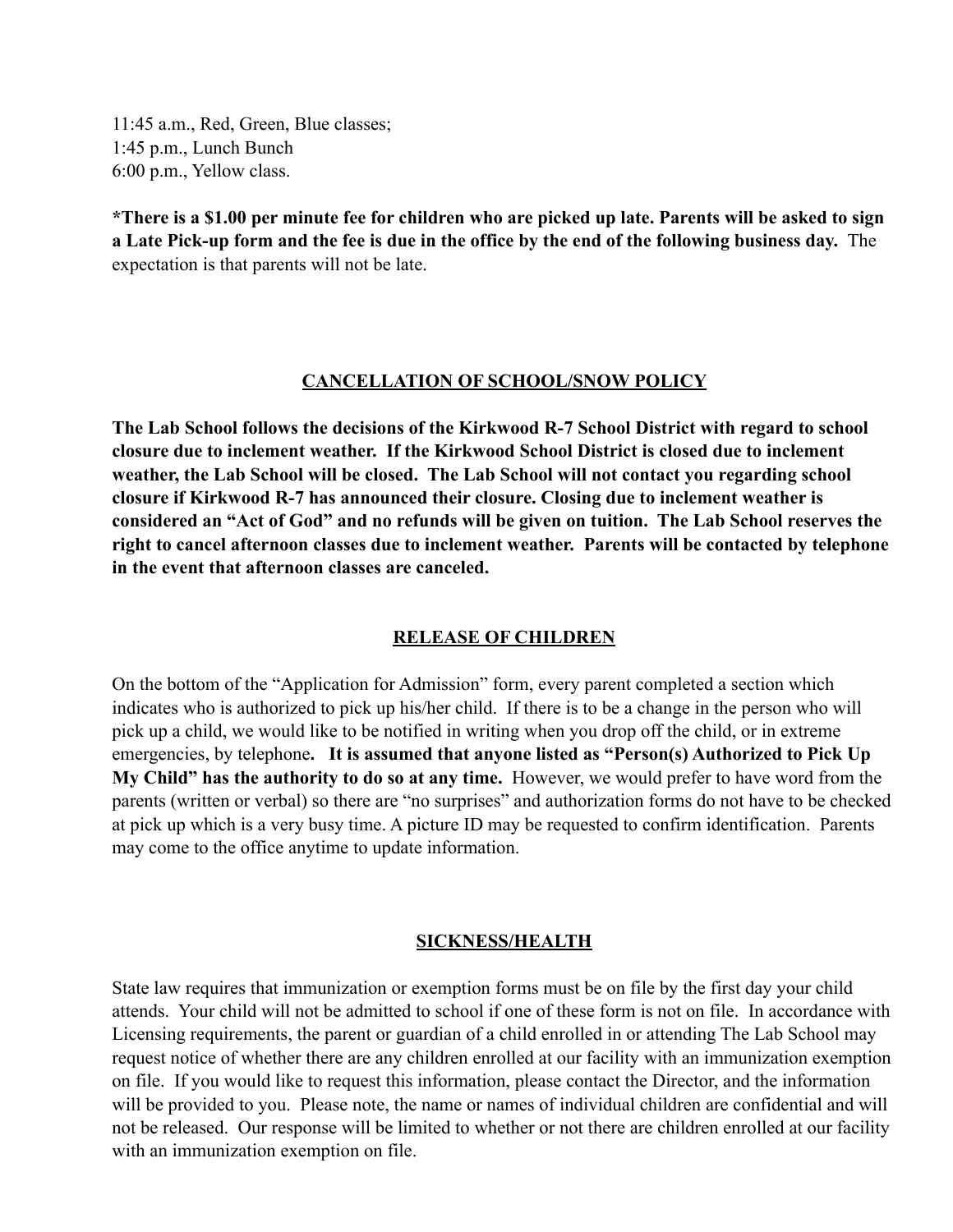11:45 a.m., Red, Green, Blue classes;
1:45 p.m., Lunch Bunch
6:00 p.m., Yellow class.

**\*There is a $1.00 per minute fee for children who are picked up late. Parents will be asked to sign a Late Pick-up form and the fee is due in the office by the end of the following business day.** The expectation is that parents will not be late.

## CANCELLATION OF SCHOOL/SNOW POLICY

**The Lab School follows the decisions of the Kirkwood R-7 School District with regard to school closure due to inclement weather. If the Kirkwood School District is closed due to inclement weather, the Lab School will be closed. The Lab School will not contact you regarding school closure if Kirkwood R-7 has announced their closure. Closing due to inclement weather is considered an "Act of God" and no refunds will be given on tuition. The Lab School reserves the right to cancel afternoon classes due to inclement weather. Parents will be contacted by telephone in the event that afternoon classes are canceled.**

## RELEASE OF CHILDREN

On the bottom of the "Application for Admission" form, every parent completed a section which indicates who is authorized to pick up his/her child. If there is to be a change in the person who will pick up a child, we would like to be notified in writing when you drop off the child, or in extreme emergencies, by telephone**. It is assumed that anyone listed as "Person(s) Authorized to Pick Up My Child" has the authority to do so at any time.** However, we would prefer to have word from the parents (written or verbal) so there are "no surprises" and authorization forms do not have to be checked at pick up which is a very busy time. A picture ID may be requested to confirm identification. Parents may come to the office anytime to update information.

## SICKNESS/HEALTH

State law requires that immunization or exemption forms must be on file by the first day your child attends. Your child will not be admitted to school if one of these form is not on file. In accordance with Licensing requirements, the parent or guardian of a child enrolled in or attending The Lab School may request notice of whether there are any children enrolled at our facility with an immunization exemption on file. If you would like to request this information, please contact the Director, and the information will be provided to you. Please note, the name or names of individual children are confidential and will not be released. Our response will be limited to whether or not there are children enrolled at our facility with an immunization exemption on file.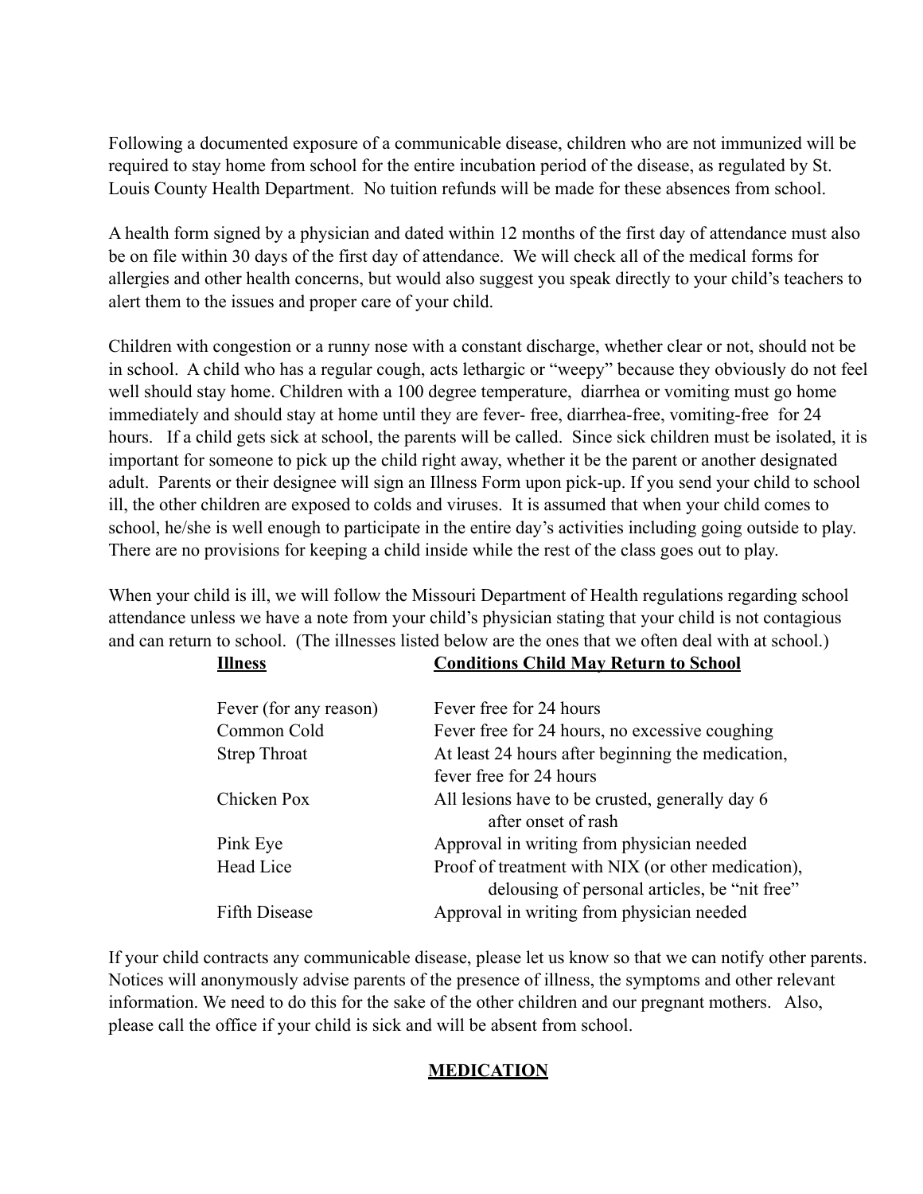Following a documented exposure of a communicable disease, children who are not immunized will be required to stay home from school for the entire incubation period of the disease, as regulated by St. Louis County Health Department. No tuition refunds will be made for these absences from school.

A health form signed by a physician and dated within 12 months of the first day of attendance must also be on file within 30 days of the first day of attendance. We will check all of the medical forms for allergies and other health concerns, but would also suggest you speak directly to your child's teachers to alert them to the issues and proper care of your child.

Children with congestion or a runny nose with a constant discharge, whether clear or not, should not be in school. A child who has a regular cough, acts lethargic or "weepy" because they obviously do not feel well should stay home. Children with a 100 degree temperature, diarrhea or vomiting must go home immediately and should stay at home until they are fever- free, diarrhea-free, vomiting-free for 24 hours. If a child gets sick at school, the parents will be called. Since sick children must be isolated, it is important for someone to pick up the child right away, whether it be the parent or another designated adult. Parents or their designee will sign an Illness Form upon pick-up. If you send your child to school ill, the other children are exposed to colds and viruses. It is assumed that when your child comes to school, he/she is well enough to participate in the entire day's activities including going outside to play. There are no provisions for keeping a child inside while the rest of the class goes out to play.

When your child is ill, we will follow the Missouri Department of Health regulations regarding school attendance unless we have a note from your child's physician stating that your child is not contagious and can return to school. (The illnesses listed below are the ones that we often deal with at school.)

| Illness | Conditions Child May Return to School |
|---|---|
| Fever (for any reason) | Fever free for 24 hours |
| Common Cold | Fever free for 24 hours, no excessive coughing |
| Strep Throat | At least 24 hours after beginning the medication, fever free for 24 hours |
| Chicken Pox | All lesions have to be crusted, generally day 6 after onset of rash |
| Pink Eye | Approval in writing from physician needed |
| Head Lice | Proof of treatment with NIX (or other medication), delousing of personal articles, be "nit free" |
| Fifth Disease | Approval in writing from physician needed |

If your child contracts any communicable disease, please let us know so that we can notify other parents. Notices will anonymously advise parents of the presence of illness, the symptoms and other relevant information. We need to do this for the sake of the other children and our pregnant mothers. Also, please call the office if your child is sick and will be absent from school.

## MEDICATION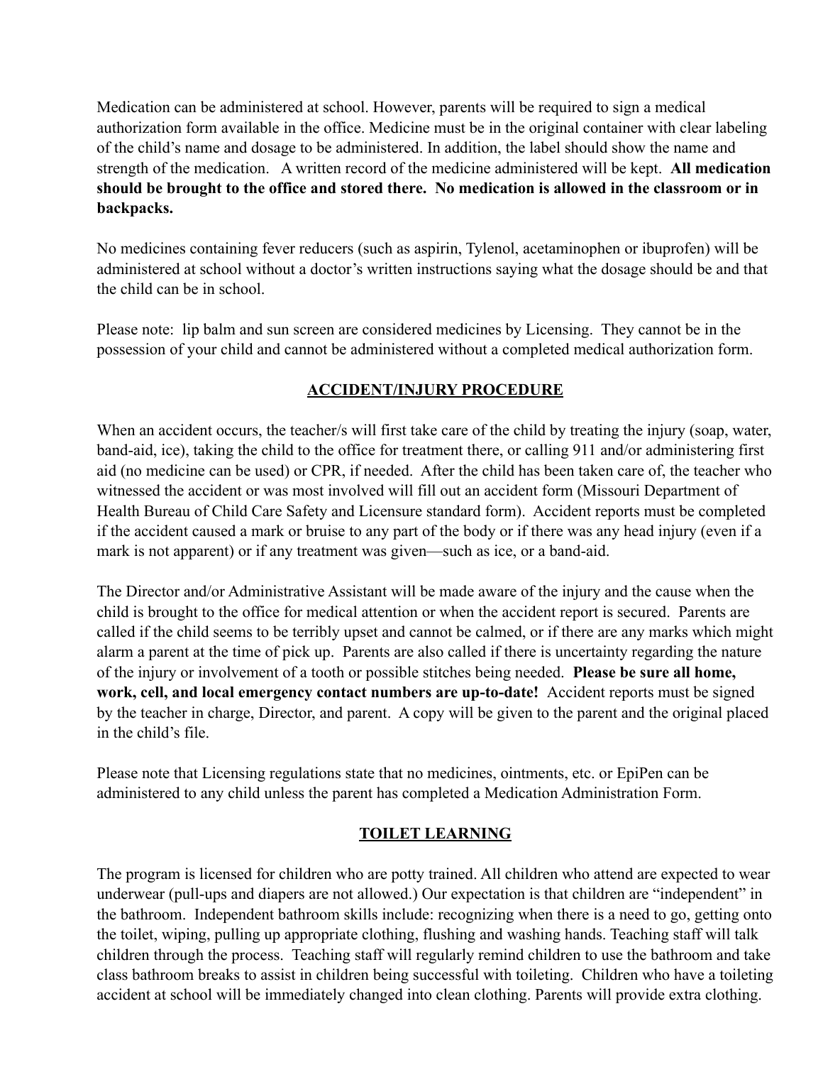Medication can be administered at school. However, parents will be required to sign a medical authorization form available in the office. Medicine must be in the original container with clear labeling of the child's name and dosage to be administered. In addition, the label should show the name and strength of the medication. A written record of the medicine administered will be kept. **All medication should be brought to the office and stored there. No medication is allowed in the classroom or in backpacks.**

No medicines containing fever reducers (such as aspirin, Tylenol, acetaminophen or ibuprofen) will be administered at school without a doctor's written instructions saying what the dosage should be and that the child can be in school.

Please note: lip balm and sun screen are considered medicines by Licensing. They cannot be in the possession of your child and cannot be administered without a completed medical authorization form.

## ACCIDENT/INJURY PROCEDURE

When an accident occurs, the teacher/s will first take care of the child by treating the injury (soap, water, band-aid, ice), taking the child to the office for treatment there, or calling 911 and/or administering first aid (no medicine can be used) or CPR, if needed. After the child has been taken care of, the teacher who witnessed the accident or was most involved will fill out an accident form (Missouri Department of Health Bureau of Child Care Safety and Licensure standard form). Accident reports must be completed if the accident caused a mark or bruise to any part of the body or if there was any head injury (even if a mark is not apparent) or if any treatment was given—such as ice, or a band-aid.

The Director and/or Administrative Assistant will be made aware of the injury and the cause when the child is brought to the office for medical attention or when the accident report is secured. Parents are called if the child seems to be terribly upset and cannot be calmed, or if there are any marks which might alarm a parent at the time of pick up. Parents are also called if there is uncertainty regarding the nature of the injury or involvement of a tooth or possible stitches being needed. **Please be sure all home, work, cell, and local emergency contact numbers are up-to-date!** Accident reports must be signed by the teacher in charge, Director, and parent. A copy will be given to the parent and the original placed in the child's file.

Please note that Licensing regulations state that no medicines, ointments, etc. or EpiPen can be administered to any child unless the parent has completed a Medication Administration Form.

## TOILET LEARNING

The program is licensed for children who are potty trained. All children who attend are expected to wear underwear (pull-ups and diapers are not allowed.) Our expectation is that children are "independent" in the bathroom. Independent bathroom skills include: recognizing when there is a need to go, getting onto the toilet, wiping, pulling up appropriate clothing, flushing and washing hands. Teaching staff will talk children through the process. Teaching staff will regularly remind children to use the bathroom and take class bathroom breaks to assist in children being successful with toileting. Children who have a toileting accident at school will be immediately changed into clean clothing. Parents will provide extra clothing.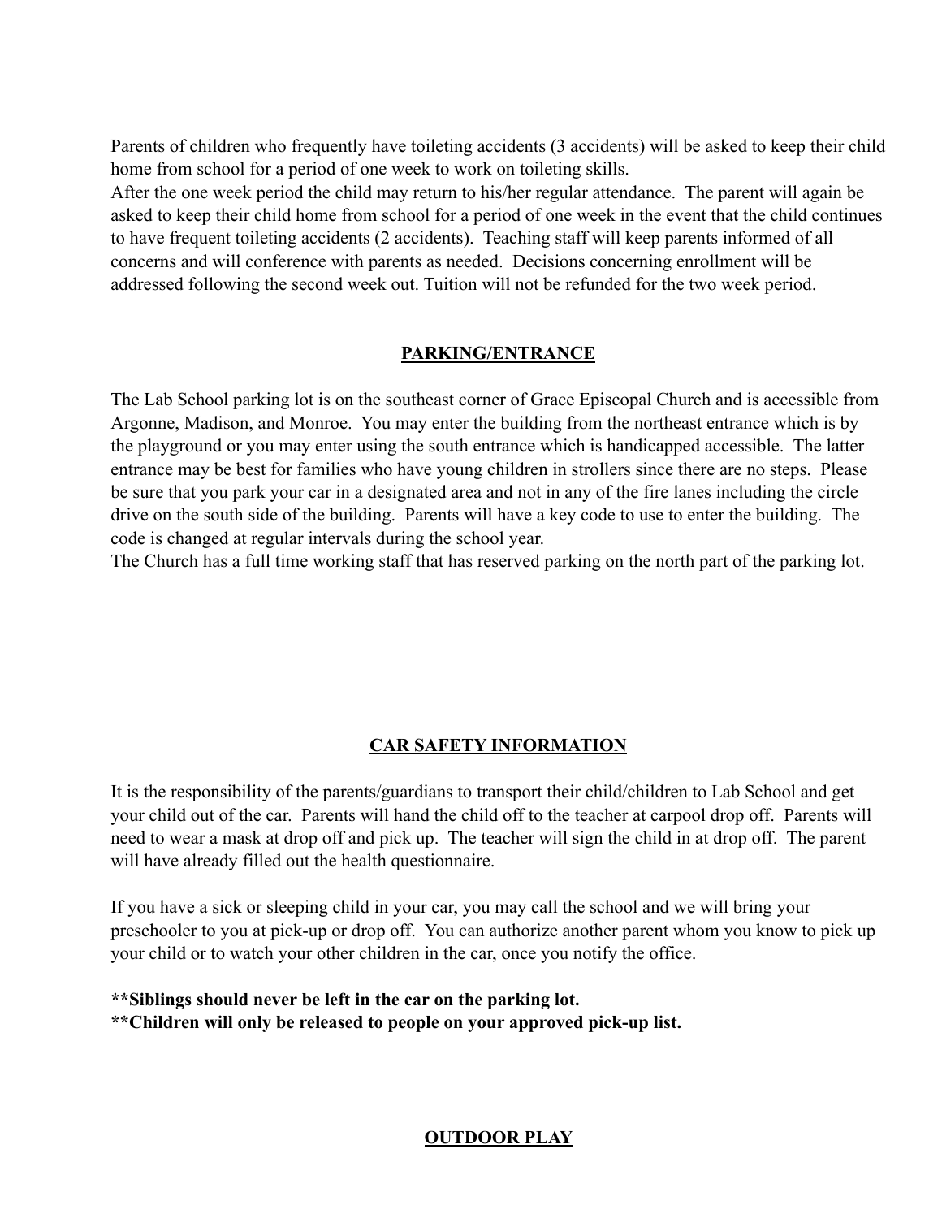Parents of children who frequently have toileting accidents (3 accidents) will be asked to keep their child home from school for a period of one week to work on toileting skills.
After the one week period the child may return to his/her regular attendance. The parent will again be asked to keep their child home from school for a period of one week in the event that the child continues to have frequent toileting accidents (2 accidents). Teaching staff will keep parents informed of all concerns and will conference with parents as needed. Decisions concerning enrollment will be addressed following the second week out. Tuition will not be refunded for the two week period.

## PARKING/ENTRANCE

The Lab School parking lot is on the southeast corner of Grace Episcopal Church and is accessible from Argonne, Madison, and Monroe. You may enter the building from the northeast entrance which is by the playground or you may enter using the south entrance which is handicapped accessible. The latter entrance may be best for families who have young children in strollers since there are no steps. Please be sure that you park your car in a designated area and not in any of the fire lanes including the circle drive on the south side of the building. Parents will have a key code to use to enter the building. The code is changed at regular intervals during the school year.
The Church has a full time working staff that has reserved parking on the north part of the parking lot.

## CAR SAFETY INFORMATION

It is the responsibility of the parents/guardians to transport their child/children to Lab School and get your child out of the car. Parents will hand the child off to the teacher at carpool drop off. Parents will need to wear a mask at drop off and pick up. The teacher will sign the child in at drop off. The parent will have already filled out the health questionnaire.

If you have a sick or sleeping child in your car, you may call the school and we will bring your preschooler to you at pick-up or drop off. You can authorize another parent whom you know to pick up your child or to watch your other children in the car, once you notify the office.

**\*\*Siblings should never be left in the car on the parking lot.**
**\*\*Children will only be released to people on your approved pick-up list.**

## OUTDOOR PLAY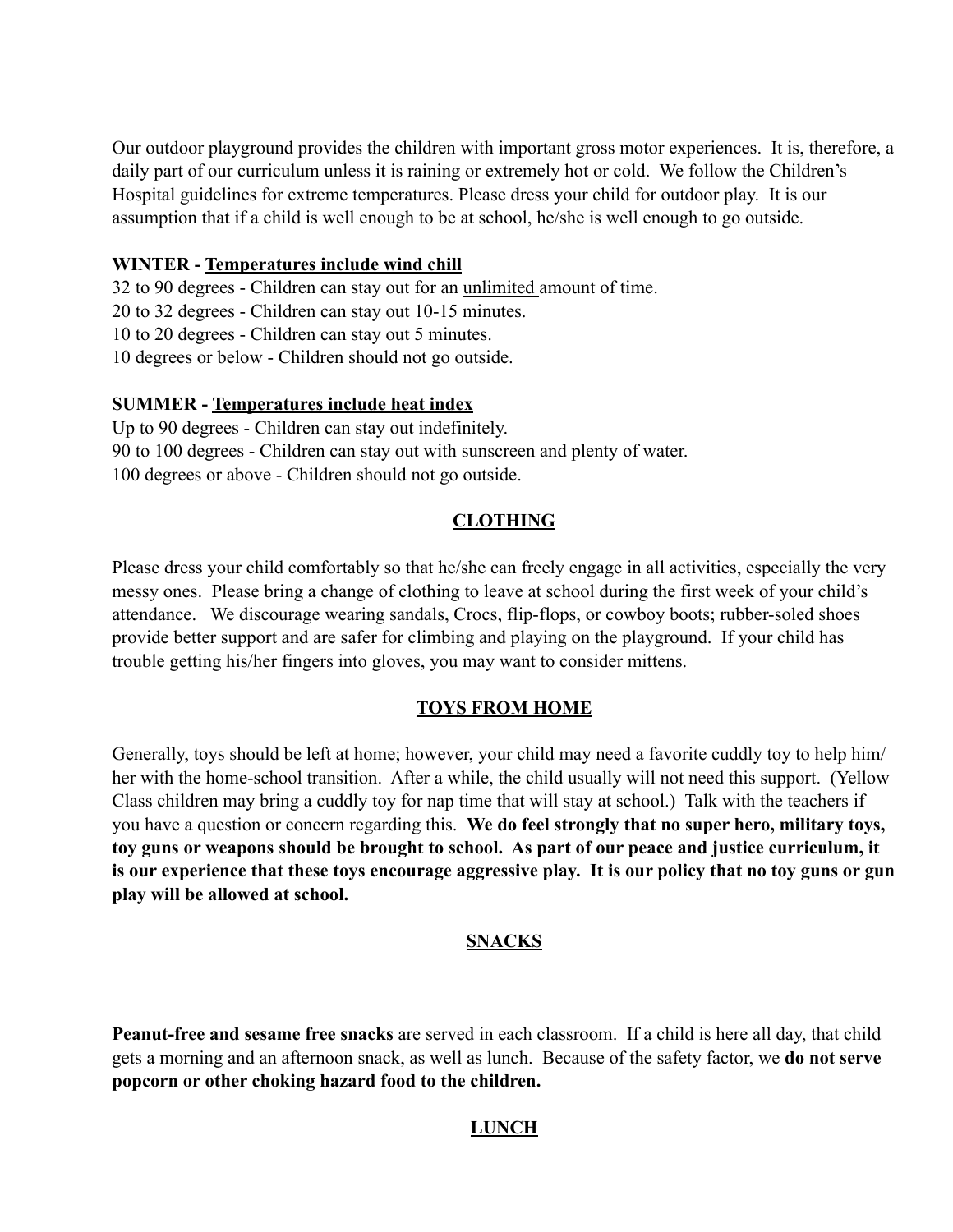Our outdoor playground provides the children with important gross motor experiences. It is, therefore, a daily part of our curriculum unless it is raining or extremely hot or cold. We follow the Children's Hospital guidelines for extreme temperatures. Please dress your child for outdoor play. It is our assumption that if a child is well enough to be at school, he/she is well enough to go outside.

**WINTER - <u>Temperatures include wind chill</u>**

32 to 90 degrees - Children can stay out for an <u>unlimited</u> amount of time.
20 to 32 degrees - Children can stay out 10-15 minutes.
10 to 20 degrees - Children can stay out 5 minutes.
10 degrees or below - Children should not go outside.

**SUMMER - <u>Temperatures include heat index</u>**

Up to 90 degrees - Children can stay out indefinitely.
90 to 100 degrees - Children can stay out with sunscreen and plenty of water.
100 degrees or above - Children should not go outside.

## CLOTHING

Please dress your child comfortably so that he/she can freely engage in all activities, especially the very messy ones. Please bring a change of clothing to leave at school during the first week of your child's attendance. We discourage wearing sandals, Crocs, flip-flops, or cowboy boots; rubber-soled shoes provide better support and are safer for climbing and playing on the playground. If your child has trouble getting his/her fingers into gloves, you may want to consider mittens.

## TOYS FROM HOME

Generally, toys should be left at home; however, your child may need a favorite cuddly toy to help him/her with the home-school transition. After a while, the child usually will not need this support. (Yellow Class children may bring a cuddly toy for nap time that will stay at school.) Talk with the teachers if you have a question or concern regarding this. **We do feel strongly that no super hero, military toys, toy guns or weapons should be brought to school. As part of our peace and justice curriculum, it is our experience that these toys encourage aggressive play. It is our policy that no toy guns or gun play will be allowed at school.**

## SNACKS

**Peanut-free and sesame free snacks** are served in each classroom. If a child is here all day, that child gets a morning and an afternoon snack, as well as lunch. Because of the safety factor, we **do not serve popcorn or other choking hazard food to the children.**

## LUNCH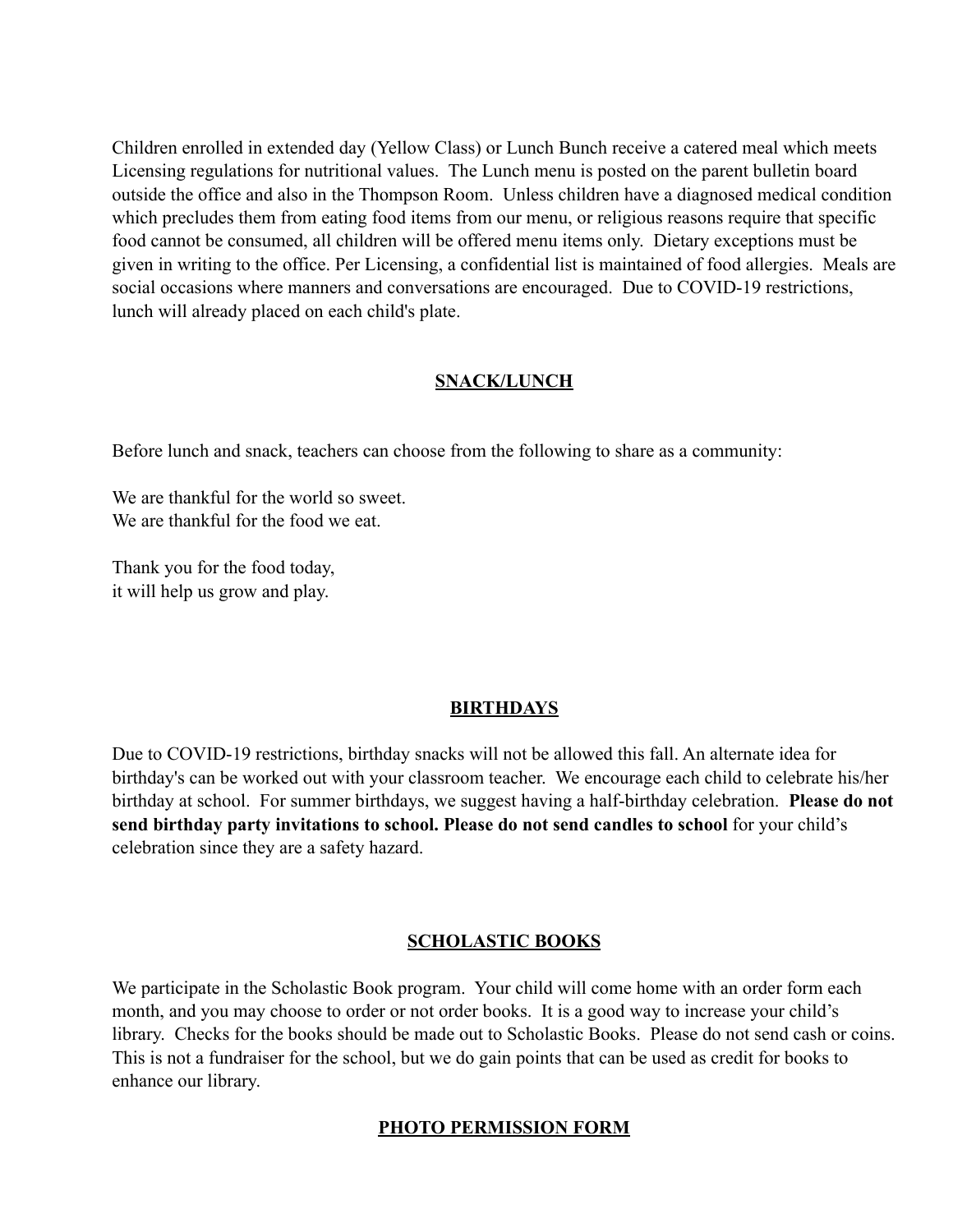Children enrolled in extended day (Yellow Class) or Lunch Bunch receive a catered meal which meets Licensing regulations for nutritional values. The Lunch menu is posted on the parent bulletin board outside the office and also in the Thompson Room. Unless children have a diagnosed medical condition which precludes them from eating food items from our menu, or religious reasons require that specific food cannot be consumed, all children will be offered menu items only. Dietary exceptions must be given in writing to the office. Per Licensing, a confidential list is maintained of food allergies. Meals are social occasions where manners and conversations are encouraged. Due to COVID-19 restrictions, lunch will already placed on each child's plate.

## SNACK/LUNCH

Before lunch and snack, teachers can choose from the following to share as a community:

We are thankful for the world so sweet.
We are thankful for the food we eat.

Thank you for the food today,
it will help us grow and play.

## BIRTHDAYS

Due to COVID-19 restrictions, birthday snacks will not be allowed this fall. An alternate idea for birthday's can be worked out with your classroom teacher. We encourage each child to celebrate his/her birthday at school. For summer birthdays, we suggest having a half-birthday celebration. **Please do not send birthday party invitations to school. Please do not send candles to school** for your child's celebration since they are a safety hazard.

## SCHOLASTIC BOOKS

We participate in the Scholastic Book program. Your child will come home with an order form each month, and you may choose to order or not order books. It is a good way to increase your child's library. Checks for the books should be made out to Scholastic Books. Please do not send cash or coins. This is not a fundraiser for the school, but we do gain points that can be used as credit for books to enhance our library.

## PHOTO PERMISSION FORM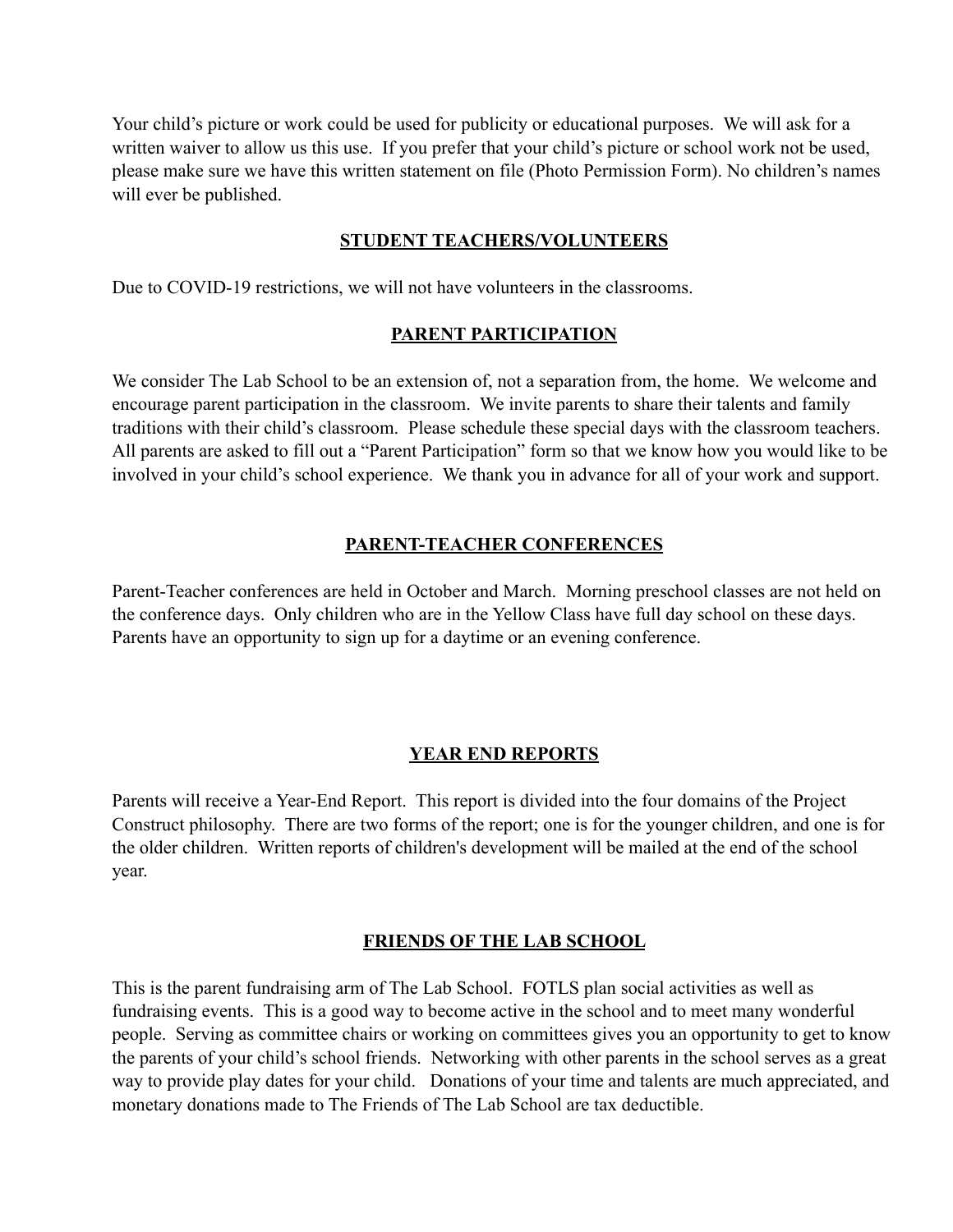Your child's picture or work could be used for publicity or educational purposes. We will ask for a written waiver to allow us this use. If you prefer that your child's picture or school work not be used, please make sure we have this written statement on file (Photo Permission Form). No children's names will ever be published.

## STUDENT TEACHERS/VOLUNTEERS

Due to COVID-19 restrictions, we will not have volunteers in the classrooms.

## PARENT PARTICIPATION

We consider The Lab School to be an extension of, not a separation from, the home. We welcome and encourage parent participation in the classroom. We invite parents to share their talents and family traditions with their child's classroom. Please schedule these special days with the classroom teachers. All parents are asked to fill out a "Parent Participation" form so that we know how you would like to be involved in your child's school experience. We thank you in advance for all of your work and support.

## PARENT-TEACHER CONFERENCES

Parent-Teacher conferences are held in October and March. Morning preschool classes are not held on the conference days. Only children who are in the Yellow Class have full day school on these days. Parents have an opportunity to sign up for a daytime or an evening conference.

## YEAR END REPORTS

Parents will receive a Year-End Report. This report is divided into the four domains of the Project Construct philosophy. There are two forms of the report; one is for the younger children, and one is for the older children. Written reports of children's development will be mailed at the end of the school year.

## FRIENDS OF THE LAB SCHOOL

This is the parent fundraising arm of The Lab School. FOTLS plan social activities as well as fundraising events. This is a good way to become active in the school and to meet many wonderful people. Serving as committee chairs or working on committees gives you an opportunity to get to know the parents of your child's school friends. Networking with other parents in the school serves as a great way to provide play dates for your child. Donations of your time and talents are much appreciated, and monetary donations made to The Friends of The Lab School are tax deductible.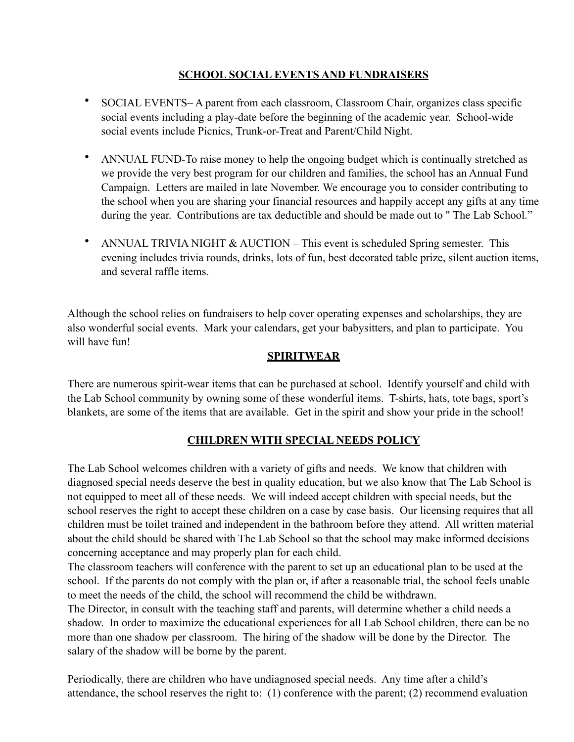## SCHOOL SOCIAL EVENTS AND FUNDRAISERS

- SOCIAL EVENTS– A parent from each classroom, Classroom Chair, organizes class specific social events including a play-date before the beginning of the academic year. School-wide social events include Picnics, Trunk-or-Treat and Parent/Child Night.
- ANNUAL FUND-To raise money to help the ongoing budget which is continually stretched as we provide the very best program for our children and families, the school has an Annual Fund Campaign. Letters are mailed in late November. We encourage you to consider contributing to the school when you are sharing your financial resources and happily accept any gifts at any time during the year. Contributions are tax deductible and should be made out to " The Lab School."
- ANNUAL TRIVIA NIGHT & AUCTION – This event is scheduled Spring semester. This evening includes trivia rounds, drinks, lots of fun, best decorated table prize, silent auction items, and several raffle items.

Although the school relies on fundraisers to help cover operating expenses and scholarships, they are also wonderful social events. Mark your calendars, get your babysitters, and plan to participate. You will have fun!

## SPIRITWEAR

There are numerous spirit-wear items that can be purchased at school. Identify yourself and child with the Lab School community by owning some of these wonderful items. T-shirts, hats, tote bags, sport's blankets, are some of the items that are available. Get in the spirit and show your pride in the school!

## CHILDREN WITH SPECIAL NEEDS POLICY

The Lab School welcomes children with a variety of gifts and needs. We know that children with diagnosed special needs deserve the best in quality education, but we also know that The Lab School is not equipped to meet all of these needs. We will indeed accept children with special needs, but the school reserves the right to accept these children on a case by case basis. Our licensing requires that all children must be toilet trained and independent in the bathroom before they attend. All written material about the child should be shared with The Lab School so that the school may make informed decisions concerning acceptance and may properly plan for each child.

The classroom teachers will conference with the parent to set up an educational plan to be used at the school. If the parents do not comply with the plan or, if after a reasonable trial, the school feels unable to meet the needs of the child, the school will recommend the child be withdrawn.

The Director, in consult with the teaching staff and parents, will determine whether a child needs a shadow. In order to maximize the educational experiences for all Lab School children, there can be no more than one shadow per classroom. The hiring of the shadow will be done by the Director. The salary of the shadow will be borne by the parent.

Periodically, there are children who have undiagnosed special needs. Any time after a child's attendance, the school reserves the right to: (1) conference with the parent; (2) recommend evaluation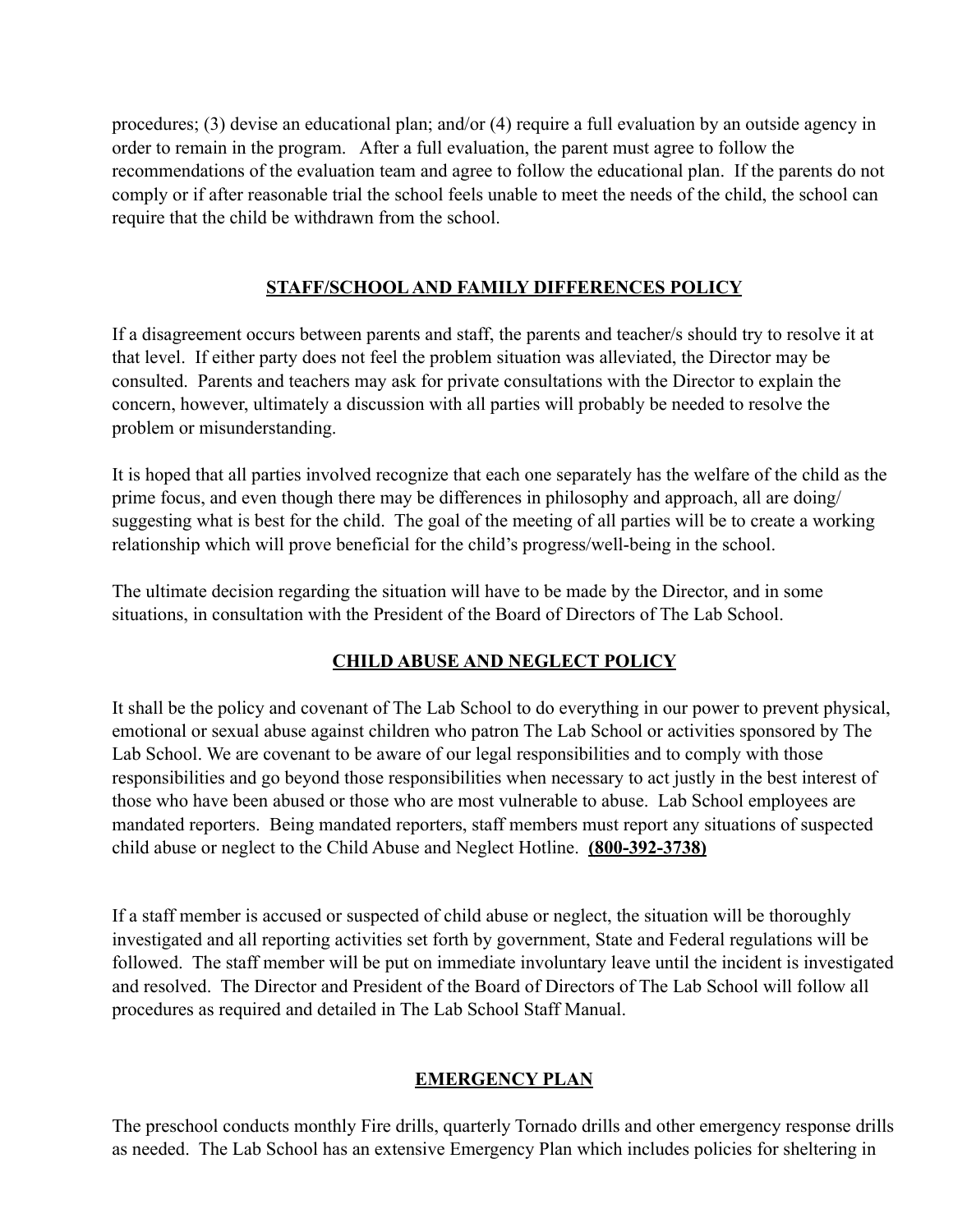procedures; (3) devise an educational plan; and/or (4) require a full evaluation by an outside agency in order to remain in the program. After a full evaluation, the parent must agree to follow the recommendations of the evaluation team and agree to follow the educational plan. If the parents do not comply or if after reasonable trial the school feels unable to meet the needs of the child, the school can require that the child be withdrawn from the school.

## STAFF/SCHOOL AND FAMILY DIFFERENCES POLICY

If a disagreement occurs between parents and staff, the parents and teacher/s should try to resolve it at that level. If either party does not feel the problem situation was alleviated, the Director may be consulted. Parents and teachers may ask for private consultations with the Director to explain the concern, however, ultimately a discussion with all parties will probably be needed to resolve the problem or misunderstanding.

It is hoped that all parties involved recognize that each one separately has the welfare of the child as the prime focus, and even though there may be differences in philosophy and approach, all are doing/ suggesting what is best for the child. The goal of the meeting of all parties will be to create a working relationship which will prove beneficial for the child's progress/well-being in the school.

The ultimate decision regarding the situation will have to be made by the Director, and in some situations, in consultation with the President of the Board of Directors of The Lab School.

## CHILD ABUSE AND NEGLECT POLICY

It shall be the policy and covenant of The Lab School to do everything in our power to prevent physical, emotional or sexual abuse against children who patron The Lab School or activities sponsored by The Lab School. We are covenant to be aware of our legal responsibilities and to comply with those responsibilities and go beyond those responsibilities when necessary to act justly in the best interest of those who have been abused or those who are most vulnerable to abuse. Lab School employees are mandated reporters. Being mandated reporters, staff members must report any situations of suspected child abuse or neglect to the Child Abuse and Neglect Hotline. **(800-392-3738)**

If a staff member is accused or suspected of child abuse or neglect, the situation will be thoroughly investigated and all reporting activities set forth by government, State and Federal regulations will be followed. The staff member will be put on immediate involuntary leave until the incident is investigated and resolved. The Director and President of the Board of Directors of The Lab School will follow all procedures as required and detailed in The Lab School Staff Manual.

## EMERGENCY PLAN

The preschool conducts monthly Fire drills, quarterly Tornado drills and other emergency response drills as needed. The Lab School has an extensive Emergency Plan which includes policies for sheltering in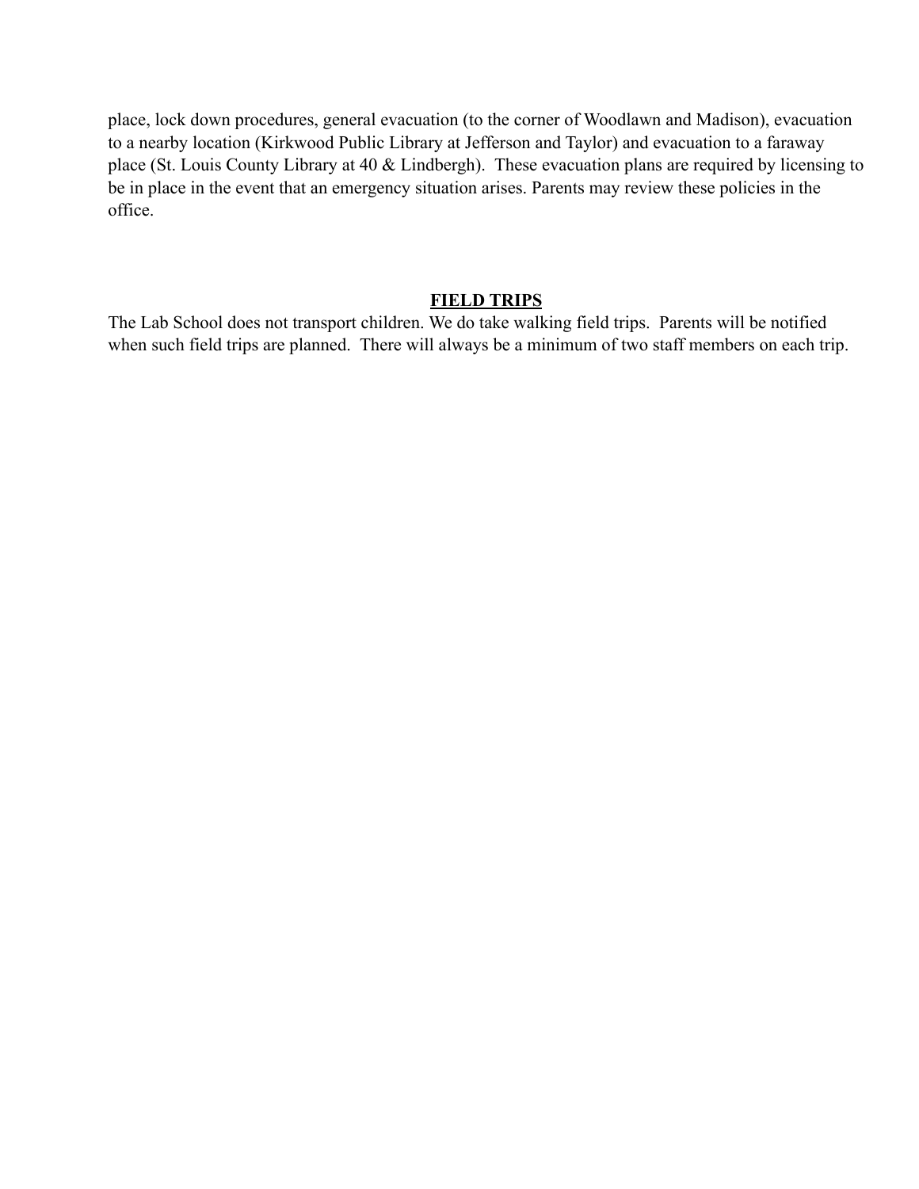place, lock down procedures, general evacuation (to the corner of Woodlawn and Madison), evacuation to a nearby location (Kirkwood Public Library at Jefferson and Taylor) and evacuation to a faraway place (St. Louis County Library at 40 & Lindbergh). These evacuation plans are required by licensing to be in place in the event that an emergency situation arises. Parents may review these policies in the office.

## FIELD TRIPS

The Lab School does not transport children. We do take walking field trips. Parents will be notified when such field trips are planned. There will always be a minimum of two staff members on each trip.